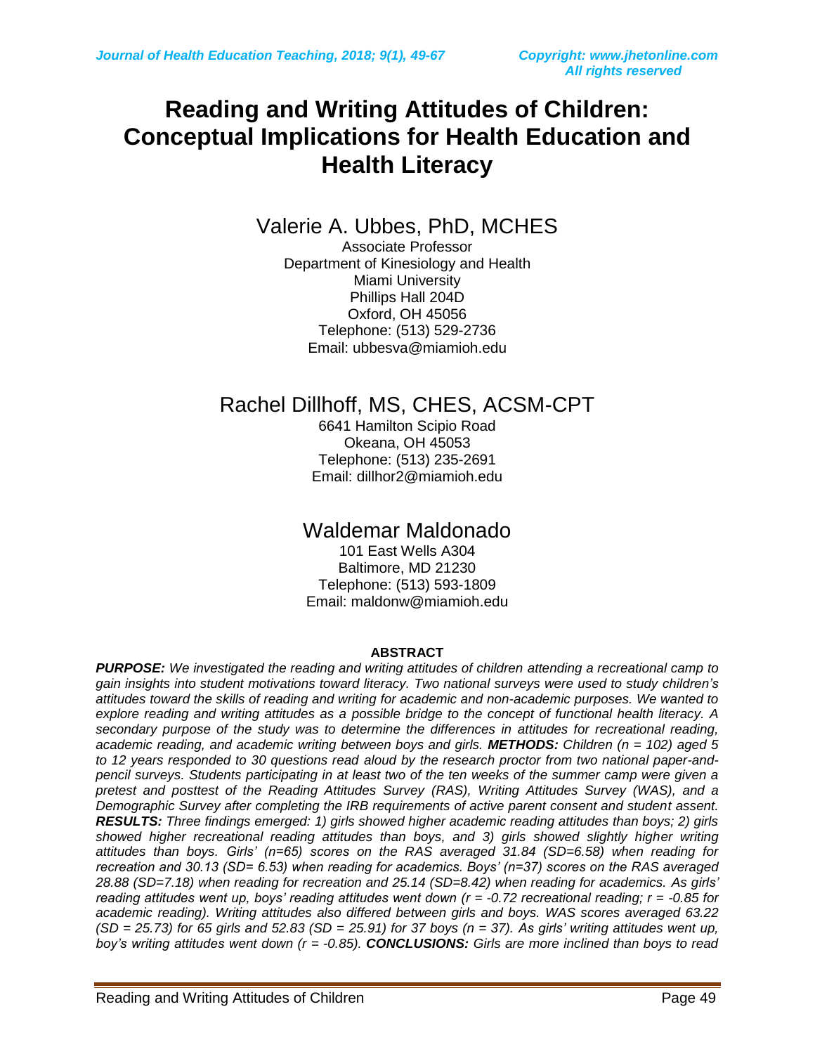# Reading and Writing Attitudes of Children: Conceptual Implications for Health Education and Health Literacy

## Valerie A. Ubbes, PhD, MCHES

Associate Professor
Department of Kinesiology and Health
Miami University
Phillips Hall 204D
Oxford, OH 45056
Telephone: (513) 529-2736
Email: ubbesva@miamioh.edu

## Rachel Dillhoff, MS, CHES, ACSM-CPT

6641 Hamilton Scipio Road
Okeana, OH 45053
Telephone: (513) 235-2691
Email: dillhor2@miamioh.edu

## Waldemar Maldonado

101 East Wells A304
Baltimore, MD 21230
Telephone: (513) 593-1809
Email: maldonw@miamioh.edu

### ABSTRACT

***PURPOSE:*** *We investigated the reading and writing attitudes of children attending a recreational camp to gain insights into student motivations toward literacy. Two national surveys were used to study children's attitudes toward the skills of reading and writing for academic and non-academic purposes. We wanted to explore reading and writing attitudes as a possible bridge to the concept of functional health literacy. A secondary purpose of the study was to determine the differences in attitudes for recreational reading, academic reading, and academic writing between boys and girls.* ***METHODS:*** *Children (n = 102) aged 5 to 12 years responded to 30 questions read aloud by the research proctor from two national paper-and-pencil surveys. Students participating in at least two of the ten weeks of the summer camp were given a pretest and posttest of the Reading Attitudes Survey (RAS), Writing Attitudes Survey (WAS), and a Demographic Survey after completing the IRB requirements of active parent consent and student assent.* ***RESULTS:*** *Three findings emerged: 1) girls showed higher academic reading attitudes than boys; 2) girls showed higher recreational reading attitudes than boys, and 3) girls showed slightly higher writing attitudes than boys. Girls' (n=65) scores on the RAS averaged 31.84 (SD=6.58) when reading for recreation and 30.13 (SD= 6.53) when reading for academics. Boys' (n=37) scores on the RAS averaged 28.88 (SD=7.18) when reading for recreation and 25.14 (SD=8.42) when reading for academics. As girls' reading attitudes went up, boys' reading attitudes went down (r = -0.72 recreational reading; r = -0.85 for academic reading). Writing attitudes also differed between girls and boys. WAS scores averaged 63.22 (SD = 25.73) for 65 girls and 52.83 (SD = 25.91) for 37 boys (n = 37). As girls' writing attitudes went up, boy's writing attitudes went down (r = -0.85).* ***CONCLUSIONS:*** *Girls are more inclined than boys to read*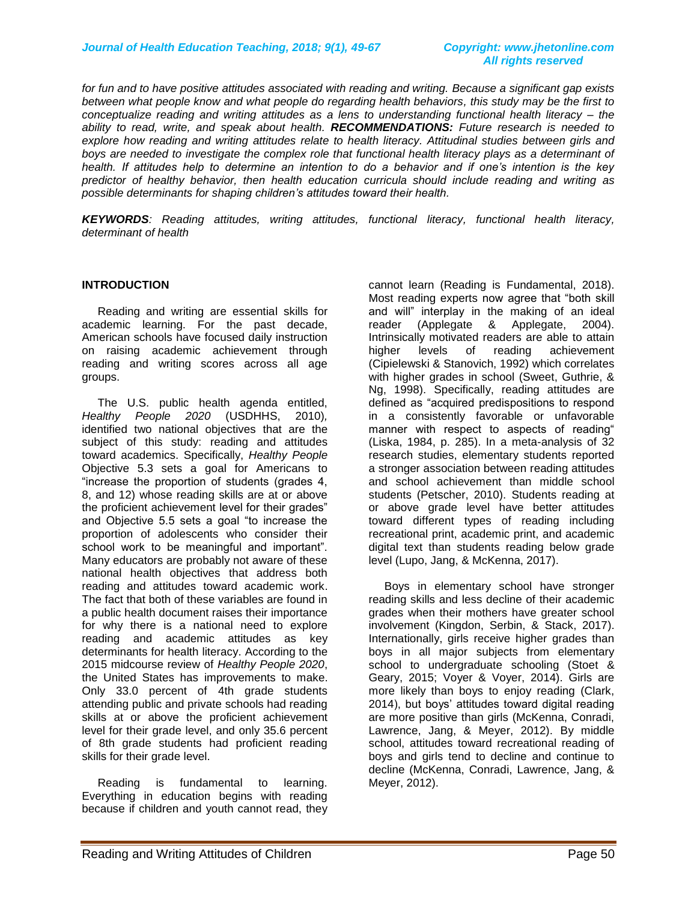*for fun and to have positive attitudes associated with reading and writing. Because a significant gap exists between what people know and what people do regarding health behaviors, this study may be the first to conceptualize reading and writing attitudes as a lens to understanding functional health literacy – the ability to read, write, and speak about health.* ***RECOMMENDATIONS:*** *Future research is needed to explore how reading and writing attitudes relate to health literacy. Attitudinal studies between girls and boys are needed to investigate the complex role that functional health literacy plays as a determinant of health. If attitudes help to determine an intention to do a behavior and if one's intention is the key predictor of healthy behavior, then health education curricula should include reading and writing as possible determinants for shaping children's attitudes toward their health.*

***KEYWORDS****: Reading attitudes, writing attitudes, functional literacy, functional health literacy, determinant of health*

## INTRODUCTION

Reading and writing are essential skills for academic learning. For the past decade, American schools have focused daily instruction on raising academic achievement through reading and writing scores across all age groups.

The U.S. public health agenda entitled, *Healthy People 2020* (USDHHS, 2010), identified two national objectives that are the subject of this study: reading and attitudes toward academics. Specifically, *Healthy People* Objective 5.3 sets a goal for Americans to "increase the proportion of students (grades 4, 8, and 12) whose reading skills are at or above the proficient achievement level for their grades" and Objective 5.5 sets a goal "to increase the proportion of adolescents who consider their school work to be meaningful and important". Many educators are probably not aware of these national health objectives that address both reading and attitudes toward academic work. The fact that both of these variables are found in a public health document raises their importance for why there is a national need to explore reading and academic attitudes as key determinants for health literacy. According to the 2015 midcourse review of *Healthy People 2020*, the United States has improvements to make. Only 33.0 percent of 4th grade students attending public and private schools had reading skills at or above the proficient achievement level for their grade level, and only 35.6 percent of 8th grade students had proficient reading skills for their grade level.

Reading is fundamental to learning. Everything in education begins with reading because if children and youth cannot read, they cannot learn (Reading is Fundamental, 2018). Most reading experts now agree that "both skill and will" interplay in the making of an ideal reader (Applegate & Applegate, 2004). Intrinsically motivated readers are able to attain higher levels of reading achievement (Cipielewski & Stanovich, 1992) which correlates with higher grades in school (Sweet, Guthrie, & Ng, 1998). Specifically, reading attitudes are defined as "acquired predispositions to respond in a consistently favorable or unfavorable manner with respect to aspects of reading" (Liska, 1984, p. 285). In a meta-analysis of 32 research studies, elementary students reported a stronger association between reading attitudes and school achievement than middle school students (Petscher, 2010). Students reading at or above grade level have better attitudes toward different types of reading including recreational print, academic print, and academic digital text than students reading below grade level (Lupo, Jang, & McKenna, 2017).

Boys in elementary school have stronger reading skills and less decline of their academic grades when their mothers have greater school involvement (Kingdon, Serbin, & Stack, 2017). Internationally, girls receive higher grades than boys in all major subjects from elementary school to undergraduate schooling (Stoet & Geary, 2015; Voyer & Voyer, 2014). Girls are more likely than boys to enjoy reading (Clark, 2014), but boys' attitudes toward digital reading are more positive than girls (McKenna, Conradi, Lawrence, Jang, & Meyer, 2012). By middle school, attitudes toward recreational reading of boys and girls tend to decline and continue to decline (McKenna, Conradi, Lawrence, Jang, & Meyer, 2012).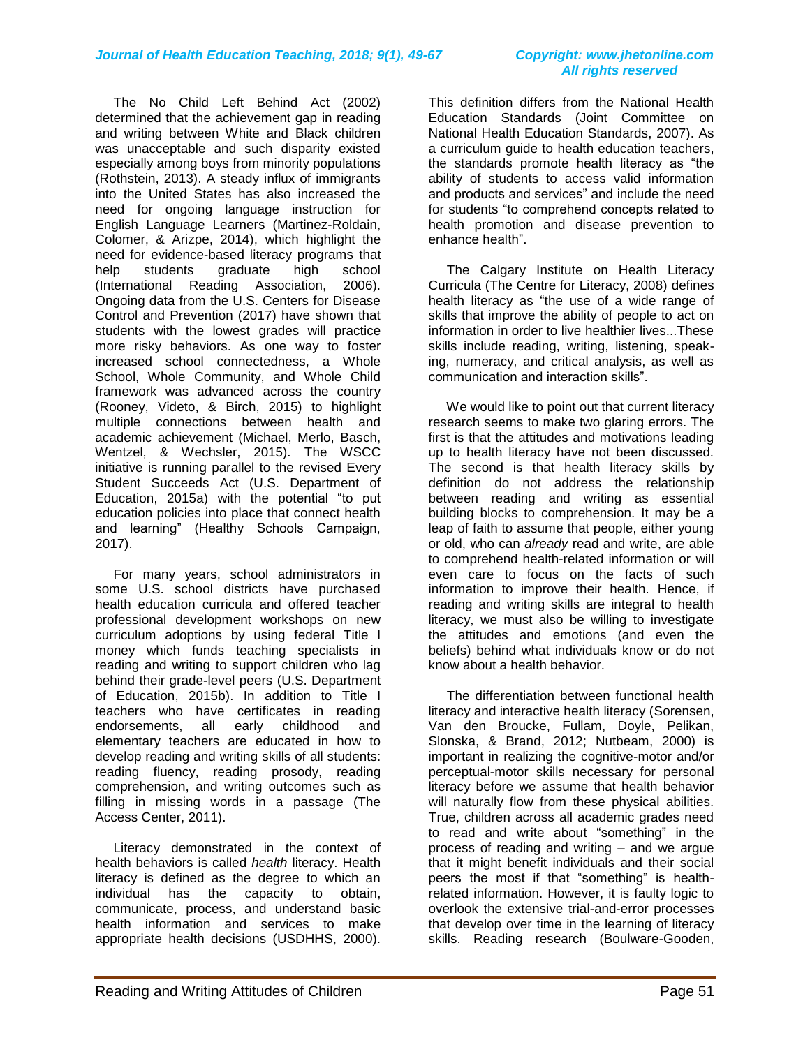The No Child Left Behind Act (2002) determined that the achievement gap in reading and writing between White and Black children was unacceptable and such disparity existed especially among boys from minority populations (Rothstein, 2013). A steady influx of immigrants into the United States has also increased the need for ongoing language instruction for English Language Learners (Martinez-Roldain, Colomer, & Arizpe, 2014), which highlight the need for evidence-based literacy programs that help students graduate high school (International Reading Association, 2006). Ongoing data from the U.S. Centers for Disease Control and Prevention (2017) have shown that students with the lowest grades will practice more risky behaviors. As one way to foster increased school connectedness, a Whole School, Whole Community, and Whole Child framework was advanced across the country (Rooney, Videto, & Birch, 2015) to highlight multiple connections between health and academic achievement (Michael, Merlo, Basch, Wentzel, & Wechsler, 2015). The WSCC initiative is running parallel to the revised Every Student Succeeds Act (U.S. Department of Education, 2015a) with the potential "to put education policies into place that connect health and learning" (Healthy Schools Campaign, 2017).

For many years, school administrators in some U.S. school districts have purchased health education curricula and offered teacher professional development workshops on new curriculum adoptions by using federal Title I money which funds teaching specialists in reading and writing to support children who lag behind their grade-level peers (U.S. Department of Education, 2015b). In addition to Title I teachers who have certificates in reading endorsements, all early childhood and elementary teachers are educated in how to develop reading and writing skills of all students: reading fluency, reading prosody, reading comprehension, and writing outcomes such as filling in missing words in a passage (The Access Center, 2011).

Literacy demonstrated in the context of health behaviors is called *health* literacy. Health literacy is defined as the degree to which an individual has the capacity to obtain, communicate, process, and understand basic health information and services to make appropriate health decisions (USDHHS, 2000). This definition differs from the National Health Education Standards (Joint Committee on National Health Education Standards, 2007). As a curriculum guide to health education teachers, the standards promote health literacy as "the ability of students to access valid information and products and services" and include the need for students "to comprehend concepts related to health promotion and disease prevention to enhance health".

The Calgary Institute on Health Literacy Curricula (The Centre for Literacy, 2008) defines health literacy as "the use of a wide range of skills that improve the ability of people to act on information in order to live healthier lives...These skills include reading, writing, listening, speaking, numeracy, and critical analysis, as well as communication and interaction skills".

We would like to point out that current literacy research seems to make two glaring errors. The first is that the attitudes and motivations leading up to health literacy have not been discussed. The second is that health literacy skills by definition do not address the relationship between reading and writing as essential building blocks to comprehension. It may be a leap of faith to assume that people, either young or old, who can *already* read and write, are able to comprehend health-related information or will even care to focus on the facts of such information to improve their health. Hence, if reading and writing skills are integral to health literacy, we must also be willing to investigate the attitudes and emotions (and even the beliefs) behind what individuals know or do not know about a health behavior.

The differentiation between functional health literacy and interactive health literacy (Sorensen, Van den Broucke, Fullam, Doyle, Pelikan, Slonska, & Brand, 2012; Nutbeam, 2000) is important in realizing the cognitive-motor and/or perceptual-motor skills necessary for personal literacy before we assume that health behavior will naturally flow from these physical abilities. True, children across all academic grades need to read and write about "something" in the process of reading and writing – and we argue that it might benefit individuals and their social peers the most if that "something" is health-related information. However, it is faulty logic to overlook the extensive trial-and-error processes that develop over time in the learning of literacy skills. Reading research (Boulware-Gooden,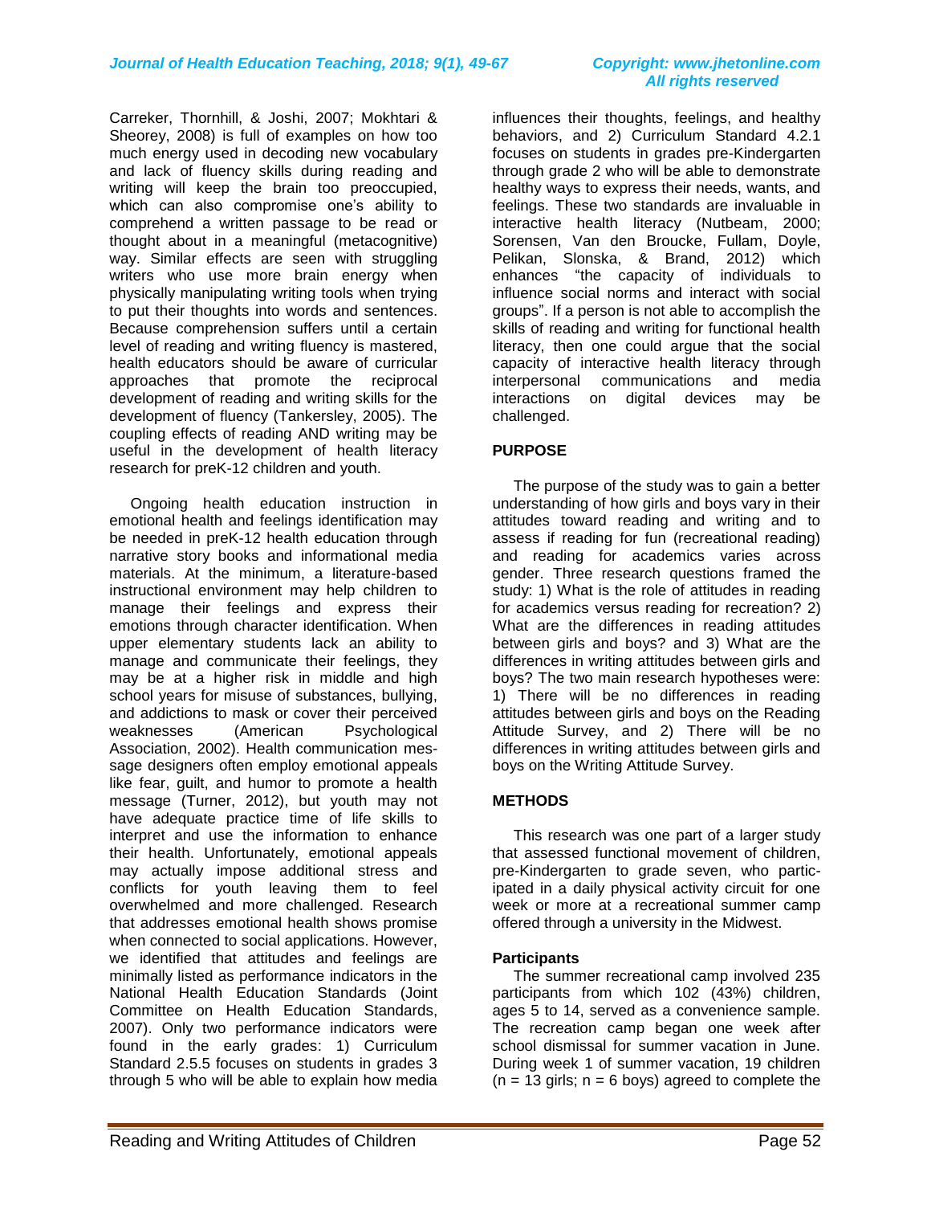Carreker, Thornhill, & Joshi, 2007; Mokhtari & Sheorey, 2008) is full of examples on how too much energy used in decoding new vocabulary and lack of fluency skills during reading and writing will keep the brain too preoccupied, which can also compromise one's ability to comprehend a written passage to be read or thought about in a meaningful (metacognitive) way. Similar effects are seen with struggling writers who use more brain energy when physically manipulating writing tools when trying to put their thoughts into words and sentences. Because comprehension suffers until a certain level of reading and writing fluency is mastered, health educators should be aware of curricular approaches that promote the reciprocal development of reading and writing skills for the development of fluency (Tankersley, 2005). The coupling effects of reading AND writing may be useful in the development of health literacy research for preK-12 children and youth.

Ongoing health education instruction in emotional health and feelings identification may be needed in preK-12 health education through narrative story books and informational media materials. At the minimum, a literature-based instructional environment may help children to manage their feelings and express their emotions through character identification. When upper elementary students lack an ability to manage and communicate their feelings, they may be at a higher risk in middle and high school years for misuse of substances, bullying, and addictions to mask or cover their perceived weaknesses (American Psychological Association, 2002). Health communication message designers often employ emotional appeals like fear, guilt, and humor to promote a health message (Turner, 2012), but youth may not have adequate practice time of life skills to interpret and use the information to enhance their health. Unfortunately, emotional appeals may actually impose additional stress and conflicts for youth leaving them to feel overwhelmed and more challenged. Research that addresses emotional health shows promise when connected to social applications. However, we identified that attitudes and feelings are minimally listed as performance indicators in the National Health Education Standards (Joint Committee on Health Education Standards, 2007). Only two performance indicators were found in the early grades: 1) Curriculum Standard 2.5.5 focuses on students in grades 3 through 5 who will be able to explain how media influences their thoughts, feelings, and healthy behaviors, and 2) Curriculum Standard 4.2.1 focuses on students in grades pre-Kindergarten through grade 2 who will be able to demonstrate healthy ways to express their needs, wants, and feelings. These two standards are invaluable in interactive health literacy (Nutbeam, 2000; Sorensen, Van den Broucke, Fullam, Doyle, Pelikan, Slonska, & Brand, 2012) which enhances "the capacity of individuals to influence social norms and interact with social groups". If a person is not able to accomplish the skills of reading and writing for functional health literacy, then one could argue that the social capacity of interactive health literacy through interpersonal communications and media interactions on digital devices may be challenged.

## PURPOSE

The purpose of the study was to gain a better understanding of how girls and boys vary in their attitudes toward reading and writing and to assess if reading for fun (recreational reading) and reading for academics varies across gender. Three research questions framed the study: 1) What is the role of attitudes in reading for academics versus reading for recreation? 2) What are the differences in reading attitudes between girls and boys? and 3) What are the differences in writing attitudes between girls and boys? The two main research hypotheses were: 1) There will be no differences in reading attitudes between girls and boys on the Reading Attitude Survey, and 2) There will be no differences in writing attitudes between girls and boys on the Writing Attitude Survey.

## METHODS

This research was one part of a larger study that assessed functional movement of children, pre-Kindergarten to grade seven, who participated in a daily physical activity circuit for one week or more at a recreational summer camp offered through a university in the Midwest.

### Participants

The summer recreational camp involved 235 participants from which 102 (43%) children, ages 5 to 14, served as a convenience sample. The recreation camp began one week after school dismissal for summer vacation in June. During week 1 of summer vacation, 19 children ($n = 13$ girls; $n = 6$ boys) agreed to complete the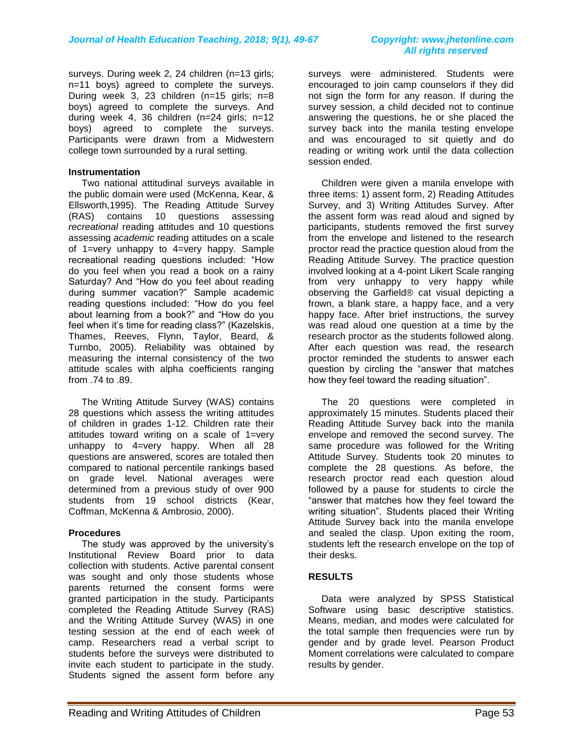surveys. During week 2, 24 children (n=13 girls; n=11 boys) agreed to complete the surveys. During week 3, 23 children (n=15 girls; n=8 boys) agreed to complete the surveys. And during week 4, 36 children (n=24 girls; n=12 boys) agreed to complete the surveys. Participants were drawn from a Midwestern college town surrounded by a rural setting.

**Instrumentation**

Two national attitudinal surveys available in the public domain were used (McKenna, Kear, & Ellsworth,1995). The Reading Attitude Survey (RAS) contains 10 questions assessing *recreational* reading attitudes and 10 questions assessing *academic* reading attitudes on a scale of 1=very unhappy to 4=very happy. Sample recreational reading questions included: "How do you feel when you read a book on a rainy Saturday? And "How do you feel about reading during summer vacation?" Sample academic reading questions included: "How do you feel about learning from a book?" and "How do you feel when it's time for reading class?" (Kazelskis, Thames, Reeves, Flynn, Taylor, Beard, & Turnbo, 2005). Reliability was obtained by measuring the internal consistency of the two attitude scales with alpha coefficients ranging from .74 to .89.

The Writing Attitude Survey (WAS) contains 28 questions which assess the writing attitudes of children in grades 1-12. Children rate their attitudes toward writing on a scale of 1=very unhappy to 4=very happy. When all 28 questions are answered, scores are totaled then compared to national percentile rankings based on grade level. National averages were determined from a previous study of over 900 students from 19 school districts (Kear, Coffman, McKenna & Ambrosio, 2000).

**Procedures**

The study was approved by the university's Institutional Review Board prior to data collection with students. Active parental consent was sought and only those students whose parents returned the consent forms were granted participation in the study. Participants completed the Reading Attitude Survey (RAS) and the Writing Attitude Survey (WAS) in one testing session at the end of each week of camp. Researchers read a verbal script to students before the surveys were distributed to invite each student to participate in the study. Students signed the assent form before any surveys were administered. Students were encouraged to join camp counselors if they did not sign the form for any reason. If during the survey session, a child decided not to continue answering the questions, he or she placed the survey back into the manila testing envelope and was encouraged to sit quietly and do reading or writing work until the data collection session ended.

Children were given a manila envelope with three items: 1) assent form, 2) Reading Attitudes Survey, and 3) Writing Attitudes Survey. After the assent form was read aloud and signed by participants, students removed the first survey from the envelope and listened to the research proctor read the practice question aloud from the Reading Attitude Survey. The practice question involved looking at a 4-point Likert Scale ranging from very unhappy to very happy while observing the Garfield® cat visual depicting a frown, a blank stare, a happy face, and a very happy face. After brief instructions, the survey was read aloud one question at a time by the research proctor as the students followed along. After each question was read, the research proctor reminded the students to answer each question by circling the "answer that matches how they feel toward the reading situation".

The 20 questions were completed in approximately 15 minutes. Students placed their Reading Attitude Survey back into the manila envelope and removed the second survey. The same procedure was followed for the Writing Attitude Survey. Students took 20 minutes to complete the 28 questions. As before, the research proctor read each question aloud followed by a pause for students to circle the "answer that matches how they feel toward the writing situation". Students placed their Writing Attitude Survey back into the manila envelope and sealed the clasp. Upon exiting the room, students left the research envelope on the top of their desks.

## RESULTS

Data were analyzed by SPSS Statistical Software using basic descriptive statistics. Means, median, and modes were calculated for the total sample then frequencies were run by gender and by grade level. Pearson Product Moment correlations were calculated to compare results by gender.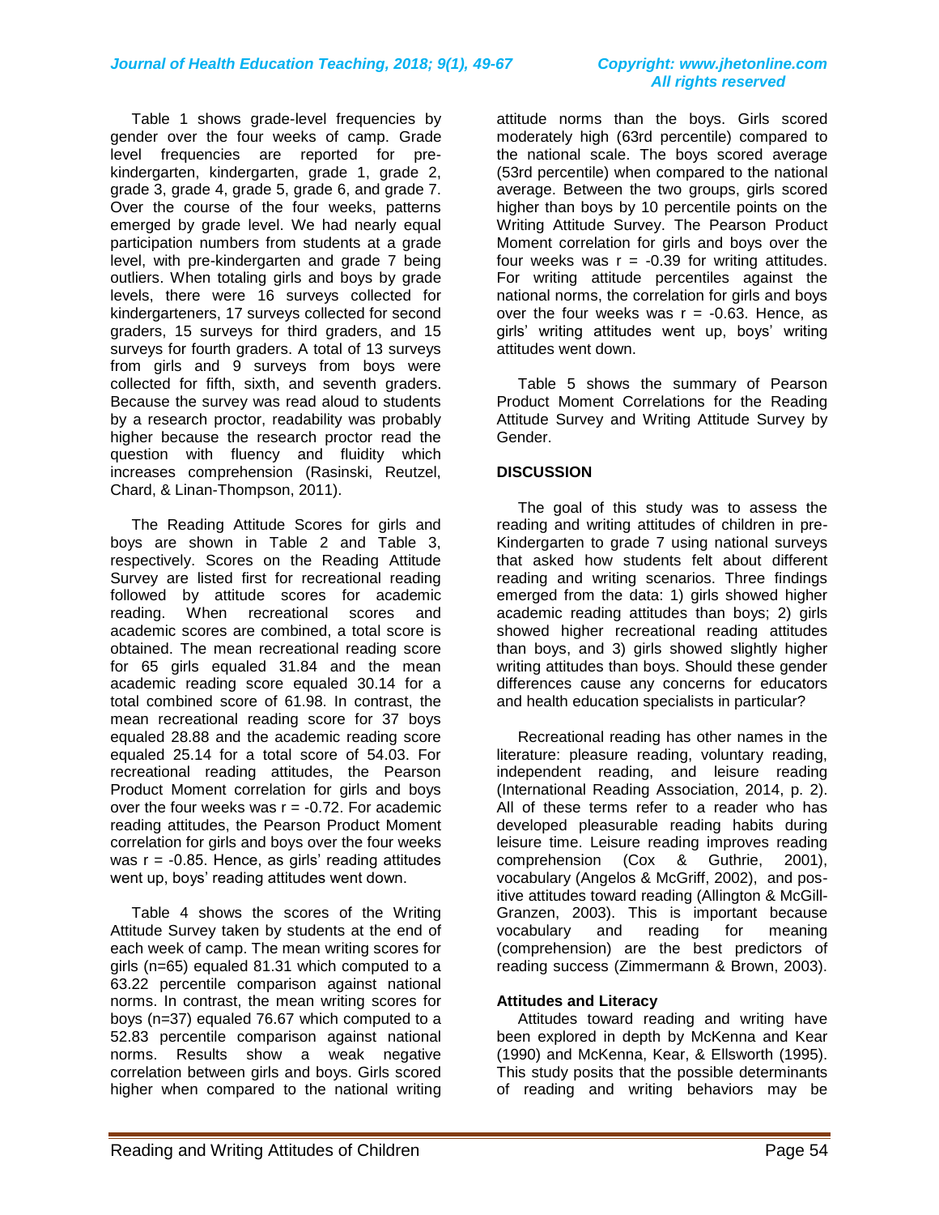Table 1 shows grade-level frequencies by gender over the four weeks of camp. Grade level frequencies are reported for pre-kindergarten, kindergarten, grade 1, grade 2, grade 3, grade 4, grade 5, grade 6, and grade 7. Over the course of the four weeks, patterns emerged by grade level. We had nearly equal participation numbers from students at a grade level, with pre-kindergarten and grade 7 being outliers. When totaling girls and boys by grade levels, there were 16 surveys collected for kindergarteners, 17 surveys collected for second graders, 15 surveys for third graders, and 15 surveys for fourth graders. A total of 13 surveys from girls and 9 surveys from boys were collected for fifth, sixth, and seventh graders. Because the survey was read aloud to students by a research proctor, readability was probably higher because the research proctor read the question with fluency and fluidity which increases comprehension (Rasinski, Reutzel, Chard, & Linan-Thompson, 2011).

The Reading Attitude Scores for girls and boys are shown in Table 2 and Table 3, respectively. Scores on the Reading Attitude Survey are listed first for recreational reading followed by attitude scores for academic reading. When recreational scores and academic scores are combined, a total score is obtained. The mean recreational reading score for 65 girls equaled 31.84 and the mean academic reading score equaled 30.14 for a total combined score of 61.98. In contrast, the mean recreational reading score for 37 boys equaled 28.88 and the academic reading score equaled 25.14 for a total score of 54.03. For recreational reading attitudes, the Pearson Product Moment correlation for girls and boys over the four weeks was $r = -0.72$. For academic reading attitudes, the Pearson Product Moment correlation for girls and boys over the four weeks was $r = -0.85$. Hence, as girls' reading attitudes went up, boys' reading attitudes went down.

Table 4 shows the scores of the Writing Attitude Survey taken by students at the end of each week of camp. The mean writing scores for girls ($n=65$) equaled 81.31 which computed to a 63.22 percentile comparison against national norms. In contrast, the mean writing scores for boys ($n=37$) equaled 76.67 which computed to a 52.83 percentile comparison against national norms. Results show a weak negative correlation between girls and boys. Girls scored higher when compared to the national writing attitude norms than the boys. Girls scored moderately high (63rd percentile) compared to the national scale. The boys scored average (53rd percentile) when compared to the national average. Between the two groups, girls scored higher than boys by 10 percentile points on the Writing Attitude Survey. The Pearson Product Moment correlation for girls and boys over the four weeks was $r = -0.39$ for writing attitudes. For writing attitude percentiles against the national norms, the correlation for girls and boys over the four weeks was $r = -0.63$. Hence, as girls' writing attitudes went up, boys' writing attitudes went down.

Table 5 shows the summary of Pearson Product Moment Correlations for the Reading Attitude Survey and Writing Attitude Survey by Gender.

## DISCUSSION

The goal of this study was to assess the reading and writing attitudes of children in pre-Kindergarten to grade 7 using national surveys that asked how students felt about different reading and writing scenarios. Three findings emerged from the data: 1) girls showed higher academic reading attitudes than boys; 2) girls showed higher recreational reading attitudes than boys, and 3) girls showed slightly higher writing attitudes than boys. Should these gender differences cause any concerns for educators and health education specialists in particular?

Recreational reading has other names in the literature: pleasure reading, voluntary reading, independent reading, and leisure reading (International Reading Association, 2014, p. 2). All of these terms refer to a reader who has developed pleasurable reading habits during leisure time. Leisure reading improves reading comprehension (Cox & Guthrie, 2001), vocabulary (Angelos & McGriff, 2002), and positive attitudes toward reading (Allington & McGill-Granzen, 2003). This is important because vocabulary and reading for meaning (comprehension) are the best predictors of reading success (Zimmermann & Brown, 2003).

### Attitudes and Literacy

Attitudes toward reading and writing have been explored in depth by McKenna and Kear (1990) and McKenna, Kear, & Ellsworth (1995). This study posits that the possible determinants of reading and writing behaviors may be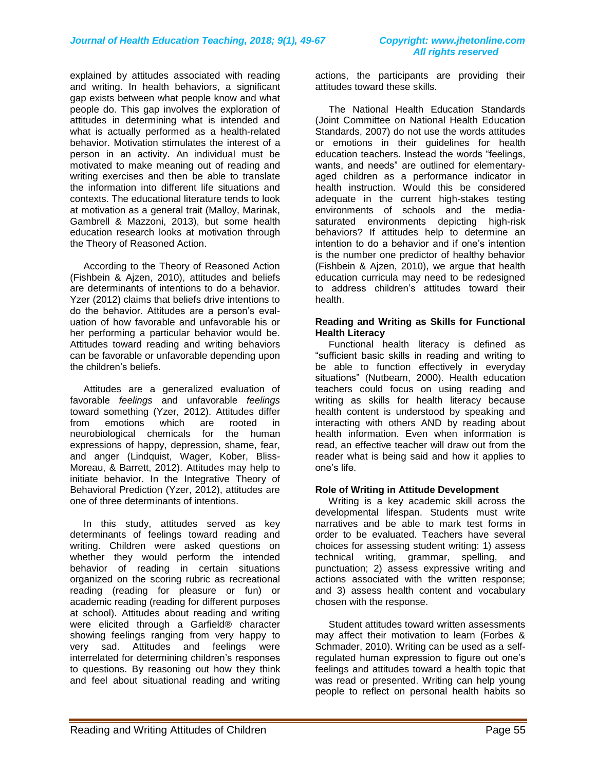explained by attitudes associated with reading and writing. In health behaviors, a significant gap exists between what people know and what people do. This gap involves the exploration of attitudes in determining what is intended and what is actually performed as a health-related behavior. Motivation stimulates the interest of a person in an activity. An individual must be motivated to make meaning out of reading and writing exercises and then be able to translate the information into different life situations and contexts. The educational literature tends to look at motivation as a general trait (Malloy, Marinak, Gambrell & Mazzoni, 2013), but some health education research looks at motivation through the Theory of Reasoned Action.

According to the Theory of Reasoned Action (Fishbein & Ajzen, 2010), attitudes and beliefs are determinants of intentions to do a behavior. Yzer (2012) claims that beliefs drive intentions to do the behavior. Attitudes are a person's evaluation of how favorable and unfavorable his or her performing a particular behavior would be. Attitudes toward reading and writing behaviors can be favorable or unfavorable depending upon the children's beliefs.

Attitudes are a generalized evaluation of favorable *feelings* and unfavorable *feelings* toward something (Yzer, 2012). Attitudes differ from emotions which are rooted in neurobiological chemicals for the human expressions of happy, depression, shame, fear, and anger (Lindquist, Wager, Kober, Bliss-Moreau, & Barrett, 2012). Attitudes may help to initiate behavior. In the Integrative Theory of Behavioral Prediction (Yzer, 2012), attitudes are one of three determinants of intentions.

In this study, attitudes served as key determinants of feelings toward reading and writing. Children were asked questions on whether they would perform the intended behavior of reading in certain situations organized on the scoring rubric as recreational reading (reading for pleasure or fun) or academic reading (reading for different purposes at school). Attitudes about reading and writing were elicited through a Garfield® character showing feelings ranging from very happy to very sad. Attitudes and feelings were interrelated for determining children's responses to questions. By reasoning out how they think and feel about situational reading and writing actions, the participants are providing their attitudes toward these skills.

The National Health Education Standards (Joint Committee on National Health Education Standards, 2007) do not use the words attitudes or emotions in their guidelines for health education teachers. Instead the words "feelings, wants, and needs" are outlined for elementary-aged children as a performance indicator in health instruction. Would this be considered adequate in the current high-stakes testing environments of schools and the media-saturated environments depicting high-risk behaviors? If attitudes help to determine an intention to do a behavior and if one's intention is the number one predictor of healthy behavior (Fishbein & Ajzen, 2010), we argue that health education curricula may need to be redesigned to address children's attitudes toward their health.

**Reading and Writing as Skills for Functional Health Literacy**

Functional health literacy is defined as "sufficient basic skills in reading and writing to be able to function effectively in everyday situations" (Nutbeam, 2000). Health education teachers could focus on using reading and writing as skills for health literacy because health content is understood by speaking and interacting with others AND by reading about health information. Even when information is read, an effective teacher will draw out from the reader what is being said and how it applies to one's life.

**Role of Writing in Attitude Development**

Writing is a key academic skill across the developmental lifespan. Students must write narratives and be able to mark test forms in order to be evaluated. Teachers have several choices for assessing student writing: 1) assess technical writing, grammar, spelling, and punctuation; 2) assess expressive writing and actions associated with the written response; and 3) assess health content and vocabulary chosen with the response.

Student attitudes toward written assessments may affect their motivation to learn (Forbes & Schmader, 2010). Writing can be used as a self-regulated human expression to figure out one's feelings and attitudes toward a health topic that was read or presented. Writing can help young people to reflect on personal health habits so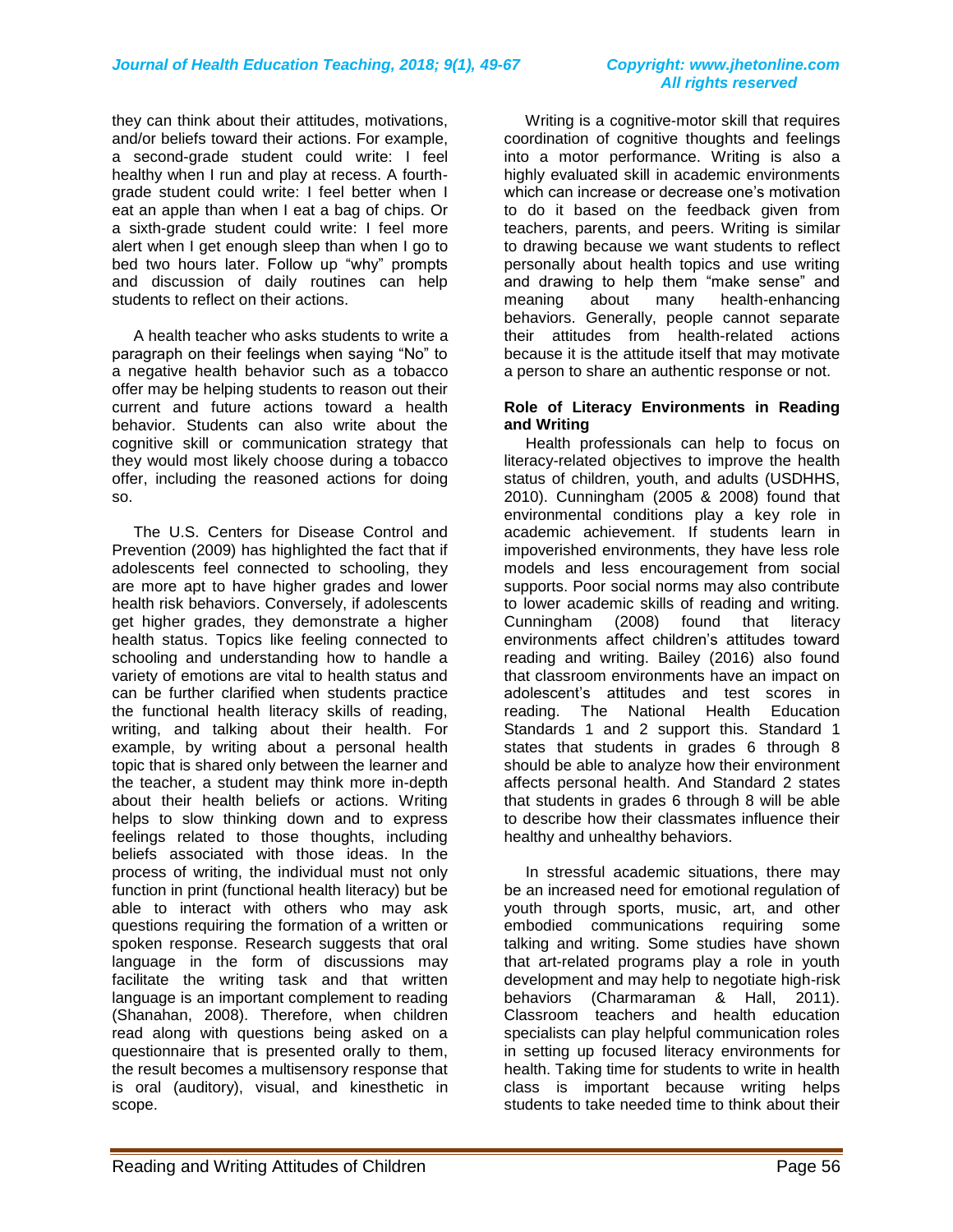they can think about their attitudes, motivations, and/or beliefs toward their actions. For example, a second-grade student could write: I feel healthy when I run and play at recess. A fourth-grade student could write: I feel better when I eat an apple than when I eat a bag of chips. Or a sixth-grade student could write: I feel more alert when I get enough sleep than when I go to bed two hours later. Follow up "why" prompts and discussion of daily routines can help students to reflect on their actions.

A health teacher who asks students to write a paragraph on their feelings when saying "No" to a negative health behavior such as a tobacco offer may be helping students to reason out their current and future actions toward a health behavior. Students can also write about the cognitive skill or communication strategy that they would most likely choose during a tobacco offer, including the reasoned actions for doing so.

The U.S. Centers for Disease Control and Prevention (2009) has highlighted the fact that if adolescents feel connected to schooling, they are more apt to have higher grades and lower health risk behaviors. Conversely, if adolescents get higher grades, they demonstrate a higher health status. Topics like feeling connected to schooling and understanding how to handle a variety of emotions are vital to health status and can be further clarified when students practice the functional health literacy skills of reading, writing, and talking about their health. For example, by writing about a personal health topic that is shared only between the learner and the teacher, a student may think more in-depth about their health beliefs or actions. Writing helps to slow thinking down and to express feelings related to those thoughts, including beliefs associated with those ideas. In the process of writing, the individual must not only function in print (functional health literacy) but be able to interact with others who may ask questions requiring the formation of a written or spoken response. Research suggests that oral language in the form of discussions may facilitate the writing task and that written language is an important complement to reading (Shanahan, 2008). Therefore, when children read along with questions being asked on a questionnaire that is presented orally to them, the result becomes a multisensory response that is oral (auditory), visual, and kinesthetic in scope.

Writing is a cognitive-motor skill that requires coordination of cognitive thoughts and feelings into a motor performance. Writing is also a highly evaluated skill in academic environments which can increase or decrease one's motivation to do it based on the feedback given from teachers, parents, and peers. Writing is similar to drawing because we want students to reflect personally about health topics and use writing and drawing to help them "make sense" and meaning about many health-enhancing behaviors. Generally, people cannot separate their attitudes from health-related actions because it is the attitude itself that may motivate a person to share an authentic response or not.

**Role of Literacy Environments in Reading and Writing**

Health professionals can help to focus on literacy-related objectives to improve the health status of children, youth, and adults (USDHHS, 2010). Cunningham (2005 & 2008) found that environmental conditions play a key role in academic achievement. If students learn in impoverished environments, they have less role models and less encouragement from social supports. Poor social norms may also contribute to lower academic skills of reading and writing. Cunningham (2008) found that literacy environments affect children's attitudes toward reading and writing. Bailey (2016) also found that classroom environments have an impact on adolescent's attitudes and test scores in reading. The National Health Education Standards 1 and 2 support this. Standard 1 states that students in grades 6 through 8 should be able to analyze how their environment affects personal health. And Standard 2 states that students in grades 6 through 8 will be able to describe how their classmates influence their healthy and unhealthy behaviors.

In stressful academic situations, there may be an increased need for emotional regulation of youth through sports, music, art, and other embodied communications requiring some talking and writing. Some studies have shown that art-related programs play a role in youth development and may help to negotiate high-risk behaviors (Charmaraman & Hall, 2011). Classroom teachers and health education specialists can play helpful communication roles in setting up focused literacy environments for health. Taking time for students to write in health class is important because writing helps students to take needed time to think about their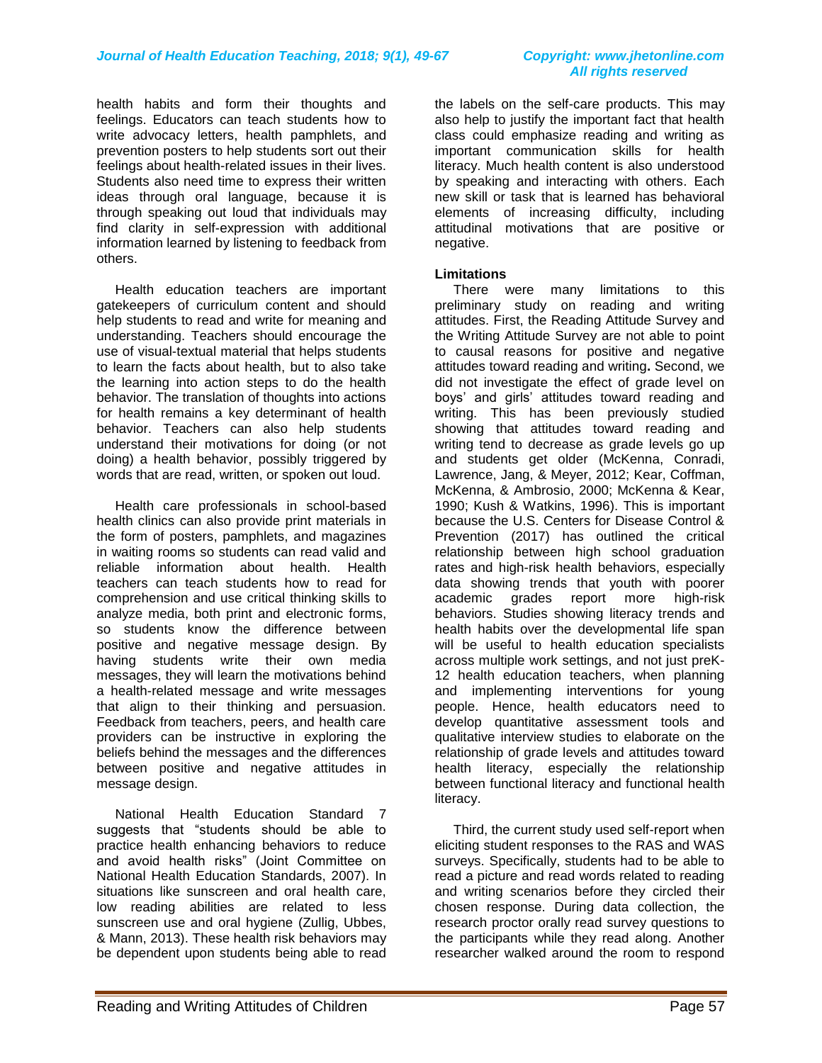health habits and form their thoughts and feelings. Educators can teach students how to write advocacy letters, health pamphlets, and prevention posters to help students sort out their feelings about health-related issues in their lives. Students also need time to express their written ideas through oral language, because it is through speaking out loud that individuals may find clarity in self-expression with additional information learned by listening to feedback from others.

Health education teachers are important gatekeepers of curriculum content and should help students to read and write for meaning and understanding. Teachers should encourage the use of visual-textual material that helps students to learn the facts about health, but to also take the learning into action steps to do the health behavior. The translation of thoughts into actions for health remains a key determinant of health behavior. Teachers can also help students understand their motivations for doing (or not doing) a health behavior, possibly triggered by words that are read, written, or spoken out loud.

Health care professionals in school-based health clinics can also provide print materials in the form of posters, pamphlets, and magazines in waiting rooms so students can read valid and reliable information about health. Health teachers can teach students how to read for comprehension and use critical thinking skills to analyze media, both print and electronic forms, so students know the difference between positive and negative message design. By having students write their own media messages, they will learn the motivations behind a health-related message and write messages that align to their thinking and persuasion. Feedback from teachers, peers, and health care providers can be instructive in exploring the beliefs behind the messages and the differences between positive and negative attitudes in message design.

National Health Education Standard 7 suggests that "students should be able to practice health enhancing behaviors to reduce and avoid health risks" (Joint Committee on National Health Education Standards, 2007). In situations like sunscreen and oral health care, low reading abilities are related to less sunscreen use and oral hygiene (Zullig, Ubbes, & Mann, 2013). These health risk behaviors may be dependent upon students being able to read the labels on the self-care products. This may also help to justify the important fact that health class could emphasize reading and writing as important communication skills for health literacy. Much health content is also understood by speaking and interacting with others. Each new skill or task that is learned has behavioral elements of increasing difficulty, including attitudinal motivations that are positive or negative.

### Limitations

There were many limitations to this preliminary study on reading and writing attitudes. First, the Reading Attitude Survey and the Writing Attitude Survey are not able to point to causal reasons for positive and negative attitudes toward reading and writing**.** Second, we did not investigate the effect of grade level on boys' and girls' attitudes toward reading and writing. This has been previously studied showing that attitudes toward reading and writing tend to decrease as grade levels go up and students get older (McKenna, Conradi, Lawrence, Jang, & Meyer, 2012; Kear, Coffman, McKenna, & Ambrosio, 2000; McKenna & Kear, 1990; Kush & Watkins, 1996). This is important because the U.S. Centers for Disease Control & Prevention (2017) has outlined the critical relationship between high school graduation rates and high-risk health behaviors, especially data showing trends that youth with poorer academic grades report more high-risk behaviors. Studies showing literacy trends and health habits over the developmental life span will be useful to health education specialists across multiple work settings, and not just preK-12 health education teachers, when planning and implementing interventions for young people. Hence, health educators need to develop quantitative assessment tools and qualitative interview studies to elaborate on the relationship of grade levels and attitudes toward health literacy, especially the relationship between functional literacy and functional health literacy.

Third, the current study used self-report when eliciting student responses to the RAS and WAS surveys. Specifically, students had to be able to read a picture and read words related to reading and writing scenarios before they circled their chosen response. During data collection, the research proctor orally read survey questions to the participants while they read along. Another researcher walked around the room to respond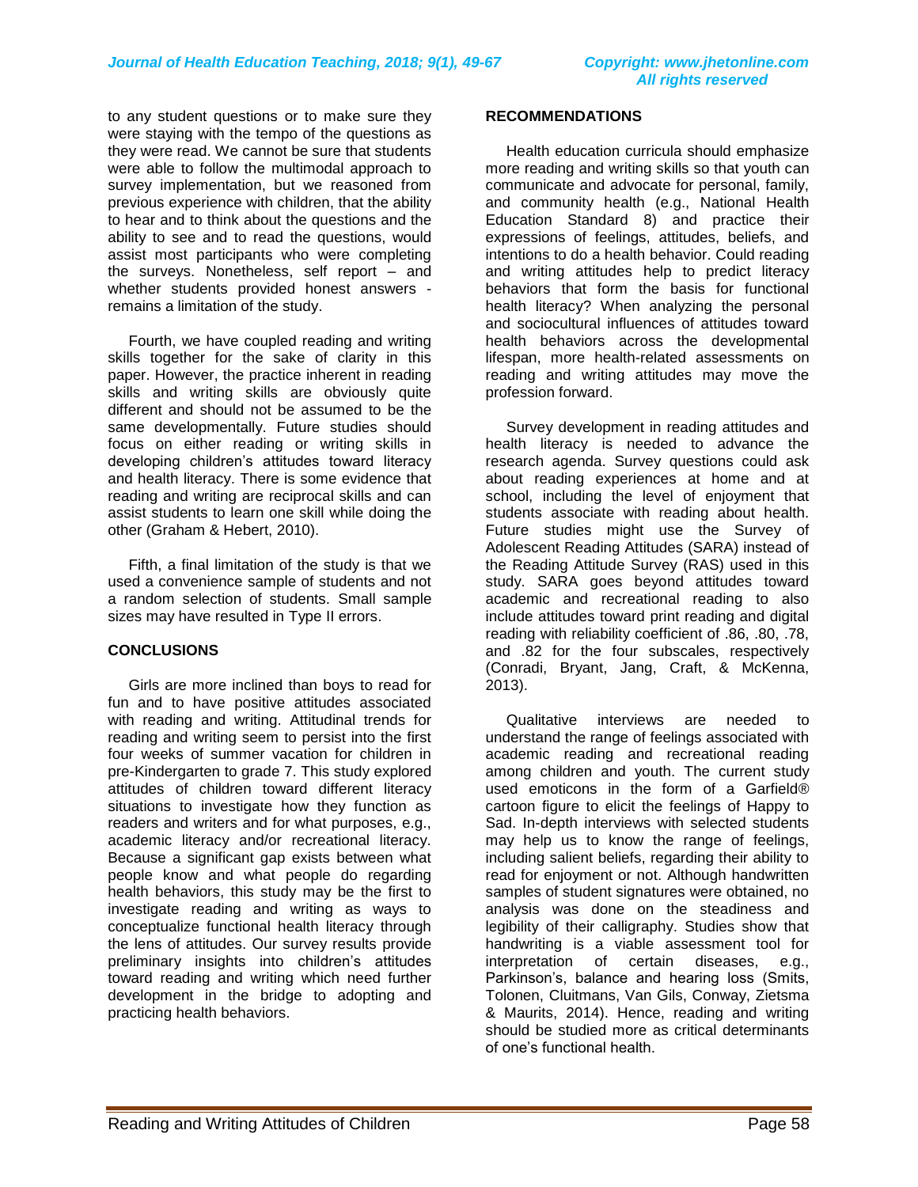to any student questions or to make sure they were staying with the tempo of the questions as they were read. We cannot be sure that students were able to follow the multimodal approach to survey implementation, but we reasoned from previous experience with children, that the ability to hear and to think about the questions and the ability to see and to read the questions, would assist most participants who were completing the surveys. Nonetheless, self report – and whether students provided honest answers - remains a limitation of the study.

Fourth, we have coupled reading and writing skills together for the sake of clarity in this paper. However, the practice inherent in reading skills and writing skills are obviously quite different and should not be assumed to be the same developmentally. Future studies should focus on either reading or writing skills in developing children's attitudes toward literacy and health literacy. There is some evidence that reading and writing are reciprocal skills and can assist students to learn one skill while doing the other (Graham & Hebert, 2010).

Fifth, a final limitation of the study is that we used a convenience sample of students and not a random selection of students. Small sample sizes may have resulted in Type II errors.

## CONCLUSIONS

Girls are more inclined than boys to read for fun and to have positive attitudes associated with reading and writing. Attitudinal trends for reading and writing seem to persist into the first four weeks of summer vacation for children in pre-Kindergarten to grade 7. This study explored attitudes of children toward different literacy situations to investigate how they function as readers and writers and for what purposes, e.g., academic literacy and/or recreational literacy. Because a significant gap exists between what people know and what people do regarding health behaviors, this study may be the first to investigate reading and writing as ways to conceptualize functional health literacy through the lens of attitudes. Our survey results provide preliminary insights into children's attitudes toward reading and writing which need further development in the bridge to adopting and practicing health behaviors.

## RECOMMENDATIONS

Health education curricula should emphasize more reading and writing skills so that youth can communicate and advocate for personal, family, and community health (e.g., National Health Education Standard 8) and practice their expressions of feelings, attitudes, beliefs, and intentions to do a health behavior. Could reading and writing attitudes help to predict literacy behaviors that form the basis for functional health literacy? When analyzing the personal and sociocultural influences of attitudes toward health behaviors across the developmental lifespan, more health-related assessments on reading and writing attitudes may move the profession forward.

Survey development in reading attitudes and health literacy is needed to advance the research agenda. Survey questions could ask about reading experiences at home and at school, including the level of enjoyment that students associate with reading about health. Future studies might use the Survey of Adolescent Reading Attitudes (SARA) instead of the Reading Attitude Survey (RAS) used in this study. SARA goes beyond attitudes toward academic and recreational reading to also include attitudes toward print reading and digital reading with reliability coefficient of .86, .80, .78, and .82 for the four subscales, respectively (Conradi, Bryant, Jang, Craft, & McKenna, 2013).

Qualitative interviews are needed to understand the range of feelings associated with academic reading and recreational reading among children and youth. The current study used emoticons in the form of a Garfield® cartoon figure to elicit the feelings of Happy to Sad. In-depth interviews with selected students may help us to know the range of feelings, including salient beliefs, regarding their ability to read for enjoyment or not. Although handwritten samples of student signatures were obtained, no analysis was done on the steadiness and legibility of their calligraphy. Studies show that handwriting is a viable assessment tool for interpretation of certain diseases, e.g., Parkinson's, balance and hearing loss (Smits, Tolonen, Cluitmans, Van Gils, Conway, Zietsma & Maurits, 2014). Hence, reading and writing should be studied more as critical determinants of one's functional health.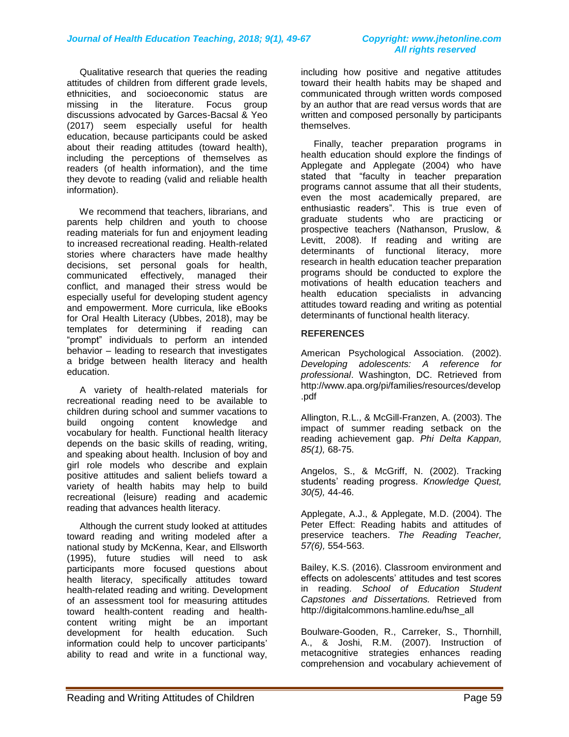Qualitative research that queries the reading attitudes of children from different grade levels, ethnicities, and socioeconomic status are missing in the literature. Focus group discussions advocated by Garces-Bacsal & Yeo (2017) seem especially useful for health education, because participants could be asked about their reading attitudes (toward health), including the perceptions of themselves as readers (of health information), and the time they devote to reading (valid and reliable health information).

We recommend that teachers, librarians, and parents help children and youth to choose reading materials for fun and enjoyment leading to increased recreational reading. Health-related stories where characters have made healthy decisions, set personal goals for health, communicated effectively, managed their conflict, and managed their stress would be especially useful for developing student agency and empowerment. More curricula, like eBooks for Oral Health Literacy (Ubbes, 2018), may be templates for determining if reading can "prompt" individuals to perform an intended behavior – leading to research that investigates a bridge between health literacy and health education.

A variety of health-related materials for recreational reading need to be available to children during school and summer vacations to build ongoing content knowledge and vocabulary for health. Functional health literacy depends on the basic skills of reading, writing, and speaking about health. Inclusion of boy and girl role models who describe and explain positive attitudes and salient beliefs toward a variety of health habits may help to build recreational (leisure) reading and academic reading that advances health literacy.

Although the current study looked at attitudes toward reading and writing modeled after a national study by McKenna, Kear, and Ellsworth (1995), future studies will need to ask participants more focused questions about health literacy, specifically attitudes toward health-related reading and writing. Development of an assessment tool for measuring attitudes toward health-content reading and health-content writing might be an important development for health education. Such information could help to uncover participants' ability to read and write in a functional way, including how positive and negative attitudes toward their health habits may be shaped and communicated through written words composed by an author that are read versus words that are written and composed personally by participants themselves.

Finally, teacher preparation programs in health education should explore the findings of Applegate and Applegate (2004) who have stated that "faculty in teacher preparation programs cannot assume that all their students, even the most academically prepared, are enthusiastic readers". This is true even of graduate students who are practicing or prospective teachers (Nathanson, Pruslow, & Levitt, 2008). If reading and writing are determinants of functional literacy, more research in health education teacher preparation programs should be conducted to explore the motivations of health education teachers and health education specialists in advancing attitudes toward reading and writing as potential determinants of functional health literacy.

## REFERENCES

American Psychological Association. (2002). *Developing adolescents: A reference for professional*. Washington, DC. Retrieved from http://www.apa.org/pi/families/resources/develop.pdf

Allington, R.L., & McGill-Franzen, A. (2003). The impact of summer reading setback on the reading achievement gap. *Phi Delta Kappan, 85(1),* 68-75.

Angelos, S., & McGriff, N. (2002). Tracking students' reading progress. *Knowledge Quest, 30(5),* 44-46.

Applegate, A.J., & Applegate, M.D. (2004). The Peter Effect: Reading habits and attitudes of preservice teachers. *The Reading Teacher, 57(6),* 554-563.

Bailey, K.S. (2016). Classroom environment and effects on adolescents' attitudes and test scores in reading. *School of Education Student Capstones and Dissertations.* Retrieved from http://digitalcommons.hamline.edu/hse_all

Boulware-Gooden, R., Carreker, S., Thornhill, A., & Joshi, R.M. (2007). Instruction of metacognitive strategies enhances reading comprehension and vocabulary achievement of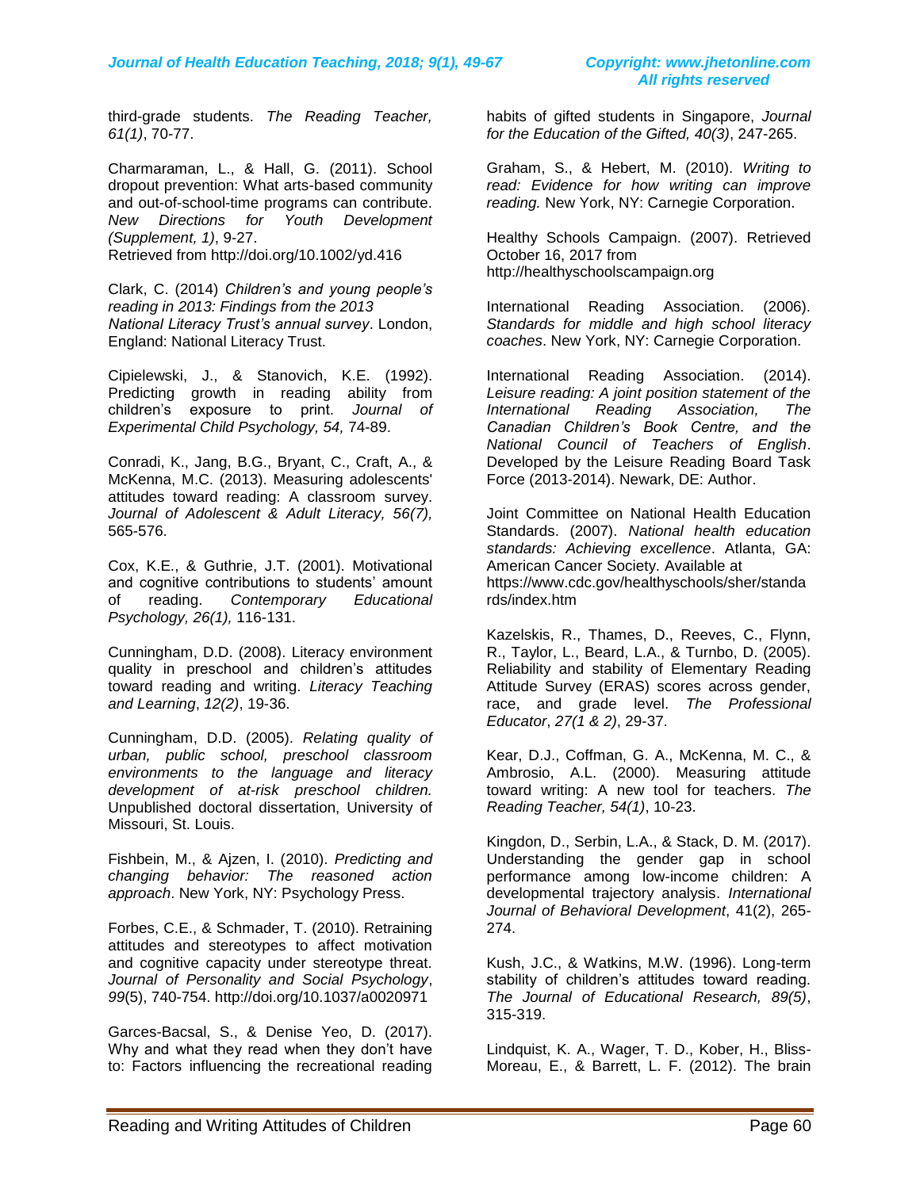third-grade students. *The Reading Teacher, 61(1)*, 70-77.

Charmaraman, L., & Hall, G. (2011). School dropout prevention: What arts-based community and out-of-school-time programs can contribute. *New Directions for Youth Development (Supplement, 1)*, 9-27.
Retrieved from http://doi.org/10.1002/yd.416

Clark, C. (2014) *Children's and young people's reading in 2013: Findings from the 2013 National Literacy Trust's annual survey*. London, England: National Literacy Trust.

Cipielewski, J., & Stanovich, K.E. (1992). Predicting growth in reading ability from children's exposure to print. *Journal of Experimental Child Psychology, 54,* 74-89.

Conradi, K., Jang, B.G., Bryant, C., Craft, A., & McKenna, M.C. (2013). Measuring adolescents' attitudes toward reading: A classroom survey. *Journal of Adolescent & Adult Literacy, 56(7),* 565-576.

Cox, K.E., & Guthrie, J.T. (2001). Motivational and cognitive contributions to students' amount of reading. *Contemporary Educational Psychology, 26(1),* 116-131.

Cunningham, D.D. (2008). Literacy environment quality in preschool and children's attitudes toward reading and writing. *Literacy Teaching and Learning*, *12(2)*, 19-36.

Cunningham, D.D. (2005). *Relating quality of urban, public school, preschool classroom environments to the language and literacy development of at-risk preschool children.* Unpublished doctoral dissertation, University of Missouri, St. Louis.

Fishbein, M., & Ajzen, I. (2010). *Predicting and changing behavior: The reasoned action approach*. New York, NY: Psychology Press.

Forbes, C.E., & Schmader, T. (2010). Retraining attitudes and stereotypes to affect motivation and cognitive capacity under stereotype threat. *Journal of Personality and Social Psychology*, *99*(5), 740-754. http://doi.org/10.1037/a0020971

Garces-Bacsal, S., & Denise Yeo, D. (2017). Why and what they read when they don't have to: Factors influencing the recreational reading habits of gifted students in Singapore, *Journal for the Education of the Gifted, 40(3)*, 247-265.

Graham, S., & Hebert, M. (2010). *Writing to read: Evidence for how writing can improve reading.* New York, NY: Carnegie Corporation.

Healthy Schools Campaign. (2007). Retrieved October 16, 2017 from
http://healthyschoolscampaign.org

International Reading Association. (2006). *Standards for middle and high school literacy coaches*. New York, NY: Carnegie Corporation.

International Reading Association. (2014). *Leisure reading: A joint position statement of the International Reading Association, The Canadian Children's Book Centre, and the National Council of Teachers of English*. Developed by the Leisure Reading Board Task Force (2013-2014). Newark, DE: Author.

Joint Committee on National Health Education Standards. (2007). *National health education standards: Achieving excellence*. Atlanta, GA: American Cancer Society. Available at
https://www.cdc.gov/healthyschools/sher/standards/index.htm

Kazelskis, R., Thames, D., Reeves, C., Flynn, R., Taylor, L., Beard, L.A., & Turnbo, D. (2005). Reliability and stability of Elementary Reading Attitude Survey (ERAS) scores across gender, race, and grade level. *The Professional Educator*, *27(1 & 2)*, 29-37.

Kear, D.J., Coffman, G. A., McKenna, M. C., & Ambrosio, A.L. (2000). Measuring attitude toward writing: A new tool for teachers. *The Reading Teacher, 54(1)*, 10-23.

Kingdon, D., Serbin, L.A., & Stack, D. M. (2017). Understanding the gender gap in school performance among low-income children: A developmental trajectory analysis. *International Journal of Behavioral Development*, 41(2), 265-274.

Kush, J.C., & Watkins, M.W. (1996). Long-term stability of children's attitudes toward reading. *The Journal of Educational Research, 89(5)*, 315-319.

Lindquist, K. A., Wager, T. D., Kober, H., Bliss-Moreau, E., & Barrett, L. F. (2012). The brain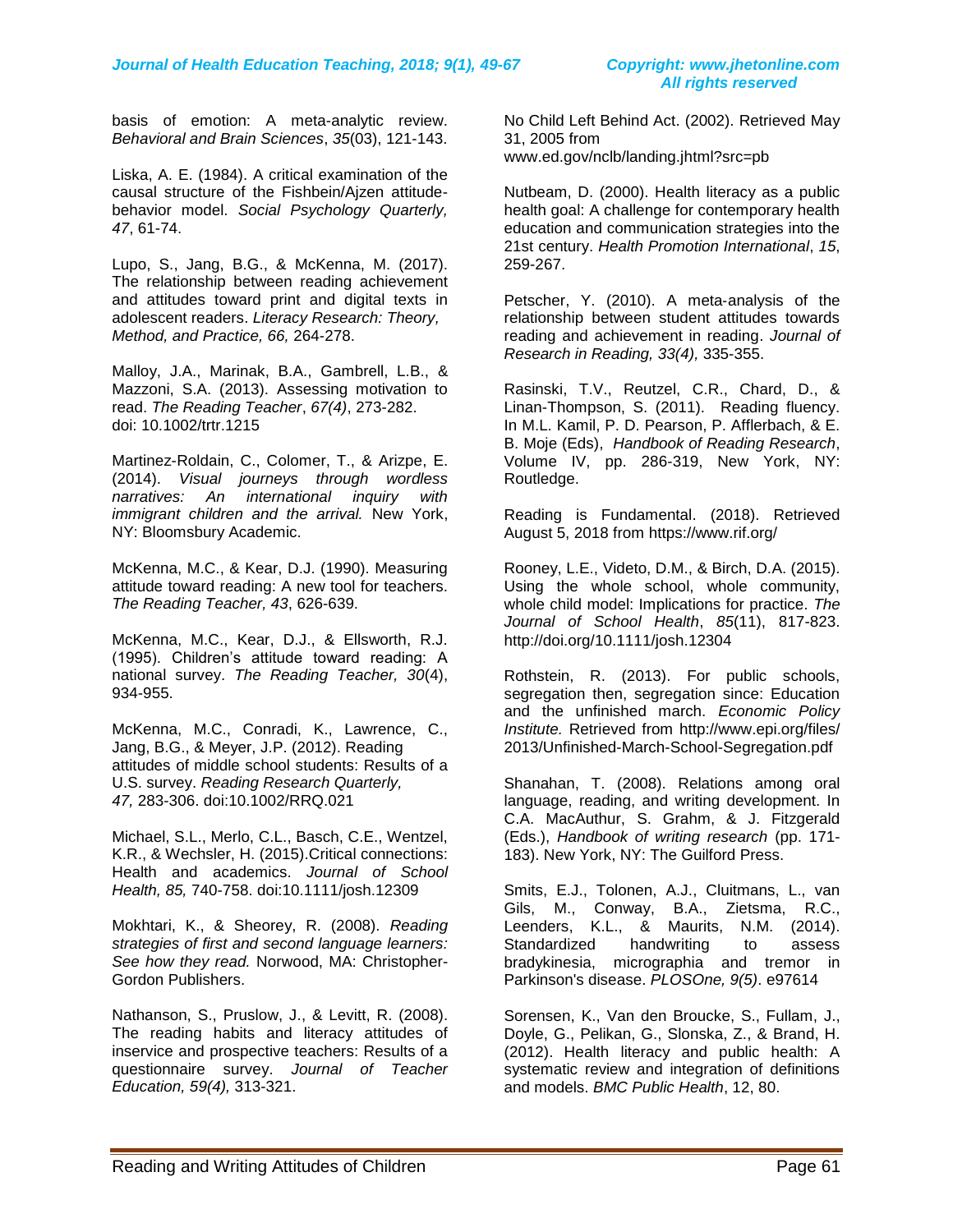basis of emotion: A meta-analytic review. *Behavioral and Brain Sciences*, *35*(03), 121-143.

Liska, A. E. (1984). A critical examination of the causal structure of the Fishbein/Ajzen attitude-behavior model. *Social Psychology Quarterly, 47*, 61-74.

Lupo, S., Jang, B.G., & McKenna, M. (2017). The relationship between reading achievement and attitudes toward print and digital texts in adolescent readers. *Literacy Research: Theory, Method, and Practice, 66,* 264-278.

Malloy, J.A., Marinak, B.A., Gambrell, L.B., & Mazzoni, S.A. (2013). Assessing motivation to read. *The Reading Teacher*, *67(4)*, 273-282. doi: 10.1002/trtr.1215

Martinez-Roldain, C., Colomer, T., & Arizpe, E. (2014). *Visual journeys through wordless narratives: An international inquiry with immigrant children and the arrival.* New York, NY: Bloomsbury Academic.

McKenna, M.C., & Kear, D.J. (1990). Measuring attitude toward reading: A new tool for teachers. *The Reading Teacher, 43*, 626-639.

McKenna, M.C., Kear, D.J., & Ellsworth, R.J. (1995). Children's attitude toward reading: A national survey. *The Reading Teacher, 30*(4), 934-955.

McKenna, M.C., Conradi, K., Lawrence, C., Jang, B.G., & Meyer, J.P. (2012). Reading attitudes of middle school students: Results of a U.S. survey. *Reading Research Quarterly, 47,* 283-306. doi:10.1002/RRQ.021

Michael, S.L., Merlo, C.L., Basch, C.E., Wentzel, K.R., & Wechsler, H. (2015).Critical connections: Health and academics. *Journal of School Health, 85,* 740-758. doi:10.1111/josh.12309

Mokhtari, K., & Sheorey, R. (2008). *Reading strategies of first and second language learners: See how they read.* Norwood, MA: Christopher-Gordon Publishers.

Nathanson, S., Pruslow, J., & Levitt, R. (2008). The reading habits and literacy attitudes of inservice and prospective teachers: Results of a questionnaire survey. *Journal of Teacher Education, 59(4),* 313-321.

No Child Left Behind Act. (2002). Retrieved May 31, 2005 from www.ed.gov/nclb/landing.jhtml?src=pb

Nutbeam, D. (2000). Health literacy as a public health goal: A challenge for contemporary health education and communication strategies into the 21st century. *Health Promotion International*, *15*, 259-267.

Petscher, Y. (2010). A meta-analysis of the relationship between student attitudes towards reading and achievement in reading. *Journal of Research in Reading, 33(4),* 335-355.

Rasinski, T.V., Reutzel, C.R., Chard, D., & Linan-Thompson, S. (2011). Reading fluency. In M.L. Kamil, P. D. Pearson, P. Afflerbach, & E. B. Moje (Eds), *Handbook of Reading Research*, Volume IV, pp. 286-319, New York, NY: Routledge.

Reading is Fundamental. (2018). Retrieved August 5, 2018 from https://www.rif.org/

Rooney, L.E., Videto, D.M., & Birch, D.A. (2015). Using the whole school, whole community, whole child model: Implications for practice. *The Journal of School Health*, *85*(11), 817-823. http://doi.org/10.1111/josh.12304

Rothstein, R. (2013). For public schools, segregation then, segregation since: Education and the unfinished march. *Economic Policy Institute.* Retrieved from http://www.epi.org/files/2013/Unfinished-March-School-Segregation.pdf

Shanahan, T. (2008). Relations among oral language, reading, and writing development. In C.A. MacAuthur, S. Grahm, & J. Fitzgerald (Eds.), *Handbook of writing research* (pp. 171-183). New York, NY: The Guilford Press.

Smits, E.J., Tolonen, A.J., Cluitmans, L., van Gils, M., Conway, B.A., Zietsma, R.C., Leenders, K.L., & Maurits, N.M. (2014). Standardized handwriting to assess bradykinesia, micrographia and tremor in Parkinson's disease. *PLOSOne, 9(5)*. e97614

Sorensen, K., Van den Broucke, S., Fullam, J., Doyle, G., Pelikan, G., Slonska, Z., & Brand, H. (2012). Health literacy and public health: A systematic review and integration of definitions and models. *BMC Public Health*, 12, 80.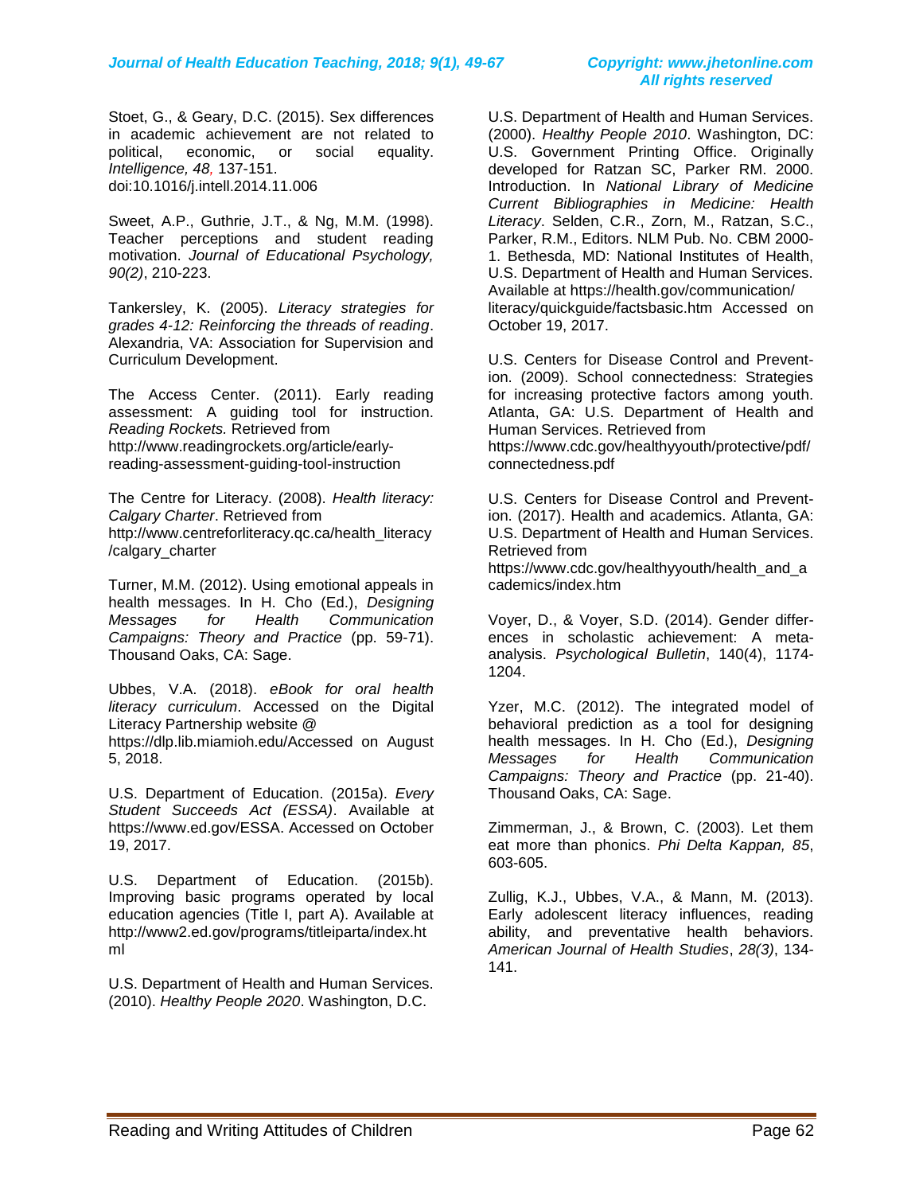Stoet, G., & Geary, D.C. (2015). Sex differences in academic achievement are not related to political, economic, or social equality. *Intelligence, 48,* 137-151. doi:10.1016/j.intell.2014.11.006

Sweet, A.P., Guthrie, J.T., & Ng, M.M. (1998). Teacher perceptions and student reading motivation. *Journal of Educational Psychology, 90(2)*, 210-223.

Tankersley, K. (2005). *Literacy strategies for grades 4-12: Reinforcing the threads of reading*. Alexandria, VA: Association for Supervision and Curriculum Development.

The Access Center. (2011). Early reading assessment: A guiding tool for instruction. *Reading Rockets.* Retrieved from http://www.readingrockets.org/article/early-reading-assessment-guiding-tool-instruction

The Centre for Literacy. (2008). *Health literacy: Calgary Charter*. Retrieved from http://www.centreforliteracy.qc.ca/health_literacy/calgary_charter

Turner, M.M. (2012). Using emotional appeals in health messages. In H. Cho (Ed.), *Designing Messages for Health Communication Campaigns: Theory and Practice* (pp. 59-71). Thousand Oaks, CA: Sage.

Ubbes, V.A. (2018). *eBook for oral health literacy curriculum*. Accessed on the Digital Literacy Partnership website @ https://dlp.lib.miamioh.edu/Accessed on August 5, 2018.

U.S. Department of Education. (2015a). *Every Student Succeeds Act (ESSA)*. Available at https://www.ed.gov/ESSA. Accessed on October 19, 2017.

U.S. Department of Education. (2015b). Improving basic programs operated by local education agencies (Title I, part A). Available at http://www2.ed.gov/programs/titleiparta/index.html

U.S. Department of Health and Human Services. (2010). *Healthy People 2020*. Washington, D.C.

U.S. Department of Health and Human Services. (2000). *Healthy People 2010*. Washington, DC: U.S. Government Printing Office. Originally developed for Ratzan SC, Parker RM. 2000. Introduction. In *National Library of Medicine Current Bibliographies in Medicine: Health Literacy*. Selden, C.R., Zorn, M., Ratzan, S.C., Parker, R.M., Editors. NLM Pub. No. CBM 2000-1. Bethesda, MD: National Institutes of Health, U.S. Department of Health and Human Services. Available at https://health.gov/communication/literacy/quickguide/factsbasic.htm Accessed on October 19, 2017.

U.S. Centers for Disease Control and Prevention. (2009). School connectedness: Strategies for increasing protective factors among youth. Atlanta, GA: U.S. Department of Health and Human Services. Retrieved from https://www.cdc.gov/healthyyouth/protective/pdf/connectedness.pdf

U.S. Centers for Disease Control and Prevention. (2017). Health and academics. Atlanta, GA: U.S. Department of Health and Human Services. Retrieved from https://www.cdc.gov/healthyyouth/health_and_academics/index.htm

Voyer, D., & Voyer, S.D. (2014). Gender differences in scholastic achievement: A meta-analysis. *Psychological Bulletin*, 140(4), 1174-1204.

Yzer, M.C. (2012). The integrated model of behavioral prediction as a tool for designing health messages. In H. Cho (Ed.), *Designing Messages for Health Communication Campaigns: Theory and Practice* (pp. 21-40). Thousand Oaks, CA: Sage.

Zimmerman, J., & Brown, C. (2003). Let them eat more than phonics. *Phi Delta Kappan, 85*, 603-605.

Zullig, K.J., Ubbes, V.A., & Mann, M. (2013). Early adolescent literacy influences, reading ability, and preventative health behaviors. *American Journal of Health Studies*, *28(3)*, 134-141.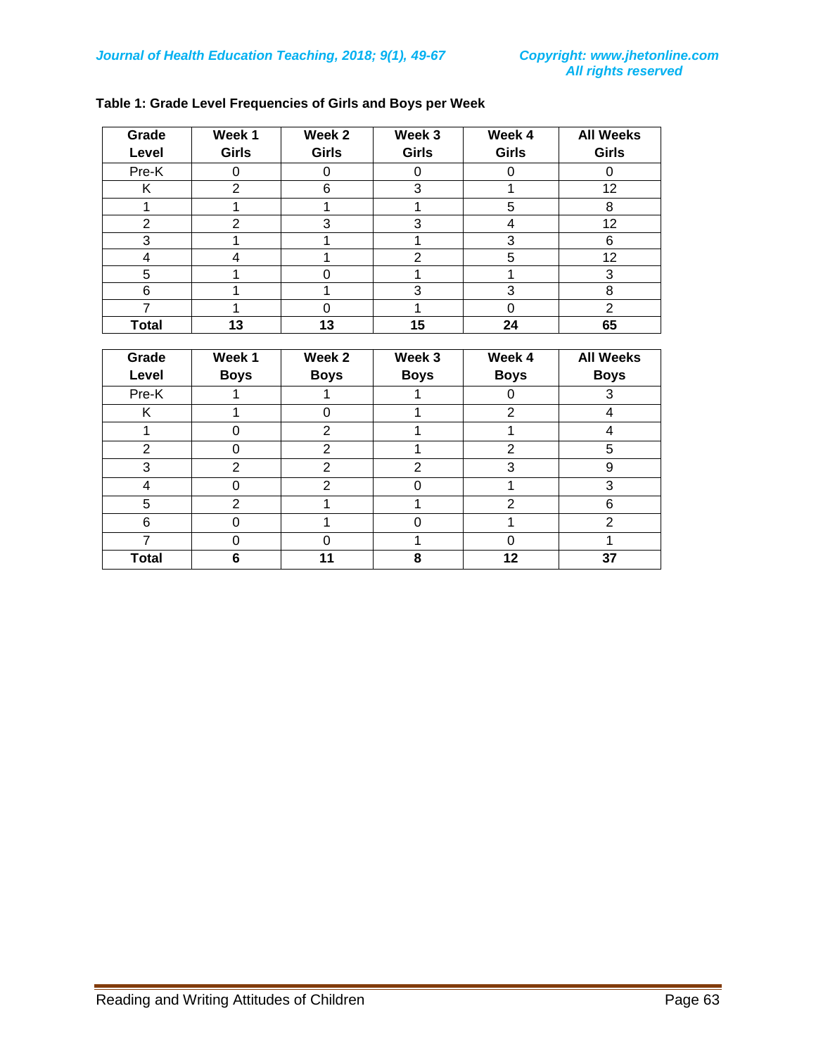**Table 1: Grade Level Frequencies of Girls and Boys per Week**

| Grade Level | Week 1 Girls | Week 2 Girls | Week 3 Girls | Week 4 Girls | All Weeks Girls |
|---|---|---|---|---|---|
| Pre-K | 0 | 0 | 0 | 0 | 0 |
| K | 2 | 6 | 3 | 1 | 12 |
| 1 | 1 | 1 | 1 | 5 | 8 |
| 2 | 2 | 3 | 3 | 4 | 12 |
| 3 | 1 | 1 | 1 | 3 | 6 |
| 4 | 4 | 1 | 2 | 5 | 12 |
| 5 | 1 | 0 | 1 | 1 | 3 |
| 6 | 1 | 1 | 3 | 3 | 8 |
| 7 | 1 | 0 | 1 | 0 | 2 |
| **Total** | **13** | **13** | **15** | **24** | **65** |

| Grade Level | Week 1 Boys | Week 2 Boys | Week 3 Boys | Week 4 Boys | All Weeks Boys |
|---|---|---|---|---|---|
| Pre-K | 1 | 1 | 1 | 0 | 3 |
| K | 1 | 0 | 1 | 2 | 4 |
| 1 | 0 | 2 | 1 | 1 | 4 |
| 2 | 0 | 2 | 1 | 2 | 5 |
| 3 | 2 | 2 | 2 | 3 | 9 |
| 4 | 0 | 2 | 0 | 1 | 3 |
| 5 | 2 | 1 | 1 | 2 | 6 |
| 6 | 0 | 1 | 0 | 1 | 2 |
| 7 | 0 | 0 | 1 | 0 | 1 |
| **Total** | **6** | **11** | **8** | **12** | **37** |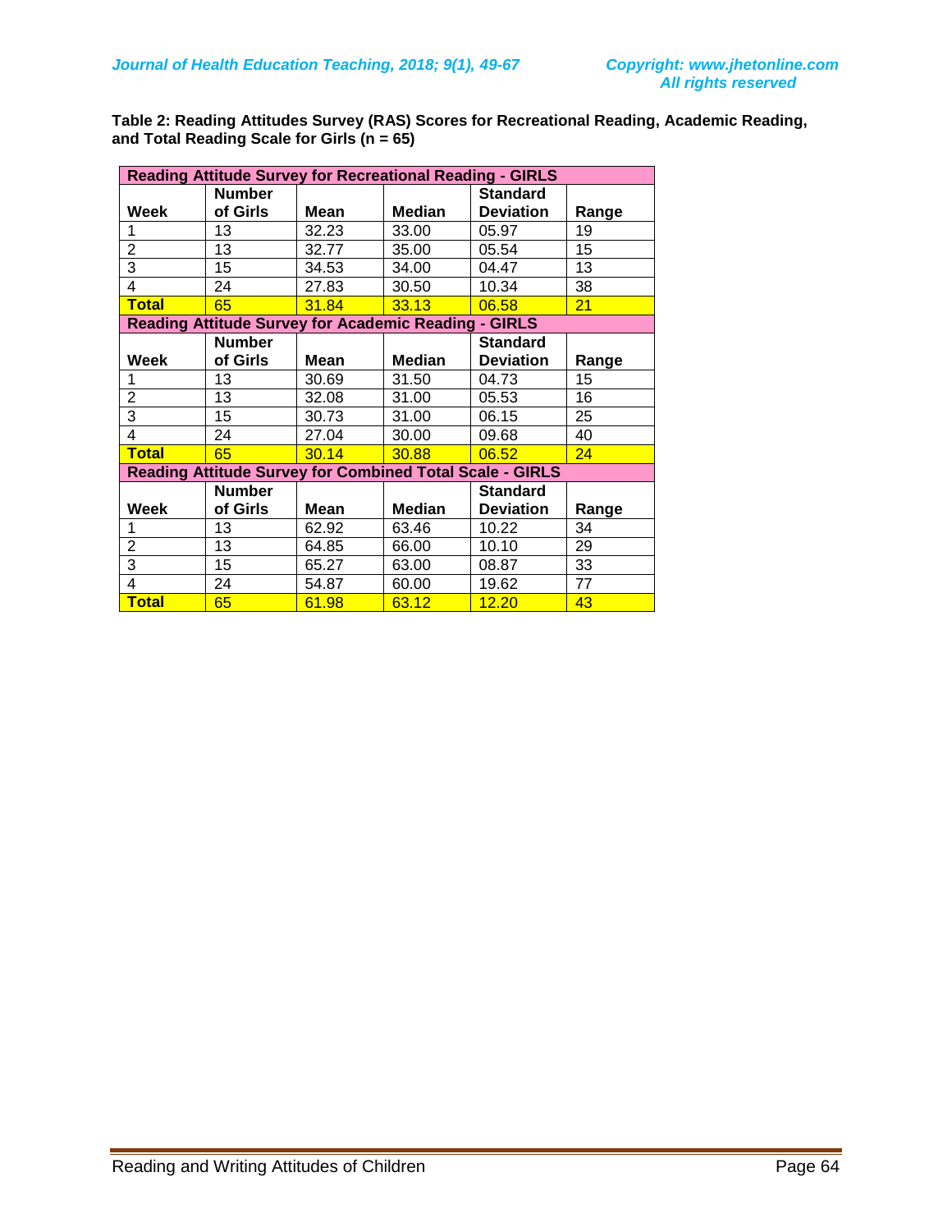**Table 2: Reading Attitudes Survey (RAS) Scores for Recreational Reading, Academic Reading, and Total Reading Scale for Girls (n = 65)**

| Reading Attitude Survey for Recreational Reading - GIRLS | | | | | |
|---|---|---|---|---|---|
| **Week** | **Number of Girls** | **Mean** | **Median** | **Standard Deviation** | **Range** |
| 1 | 13 | 32.23 | 33.00 | 05.97 | 19 |
| 2 | 13 | 32.77 | 35.00 | 05.54 | 15 |
| 3 | 15 | 34.53 | 34.00 | 04.47 | 13 |
| 4 | 24 | 27.83 | 30.50 | 10.34 | 38 |
| **Total** | 65 | 31.84 | 33.13 | 06.58 | 21 |
| **Reading Attitude Survey for Academic Reading - GIRLS** | | | | | |
| **Week** | **Number of Girls** | **Mean** | **Median** | **Standard Deviation** | **Range** |
| 1 | 13 | 30.69 | 31.50 | 04.73 | 15 |
| 2 | 13 | 32.08 | 31.00 | 05.53 | 16 |
| 3 | 15 | 30.73 | 31.00 | 06.15 | 25 |
| 4 | 24 | 27.04 | 30.00 | 09.68 | 40 |
| **Total** | 65 | 30.14 | 30.88 | 06.52 | 24 |
| **Reading Attitude Survey for Combined Total Scale - GIRLS** | | | | | |
| **Week** | **Number of Girls** | **Mean** | **Median** | **Standard Deviation** | **Range** |
| 1 | 13 | 62.92 | 63.46 | 10.22 | 34 |
| 2 | 13 | 64.85 | 66.00 | 10.10 | 29 |
| 3 | 15 | 65.27 | 63.00 | 08.87 | 33 |
| 4 | 24 | 54.87 | 60.00 | 19.62 | 77 |
| **Total** | 65 | 61.98 | 63.12 | 12.20 | 43 |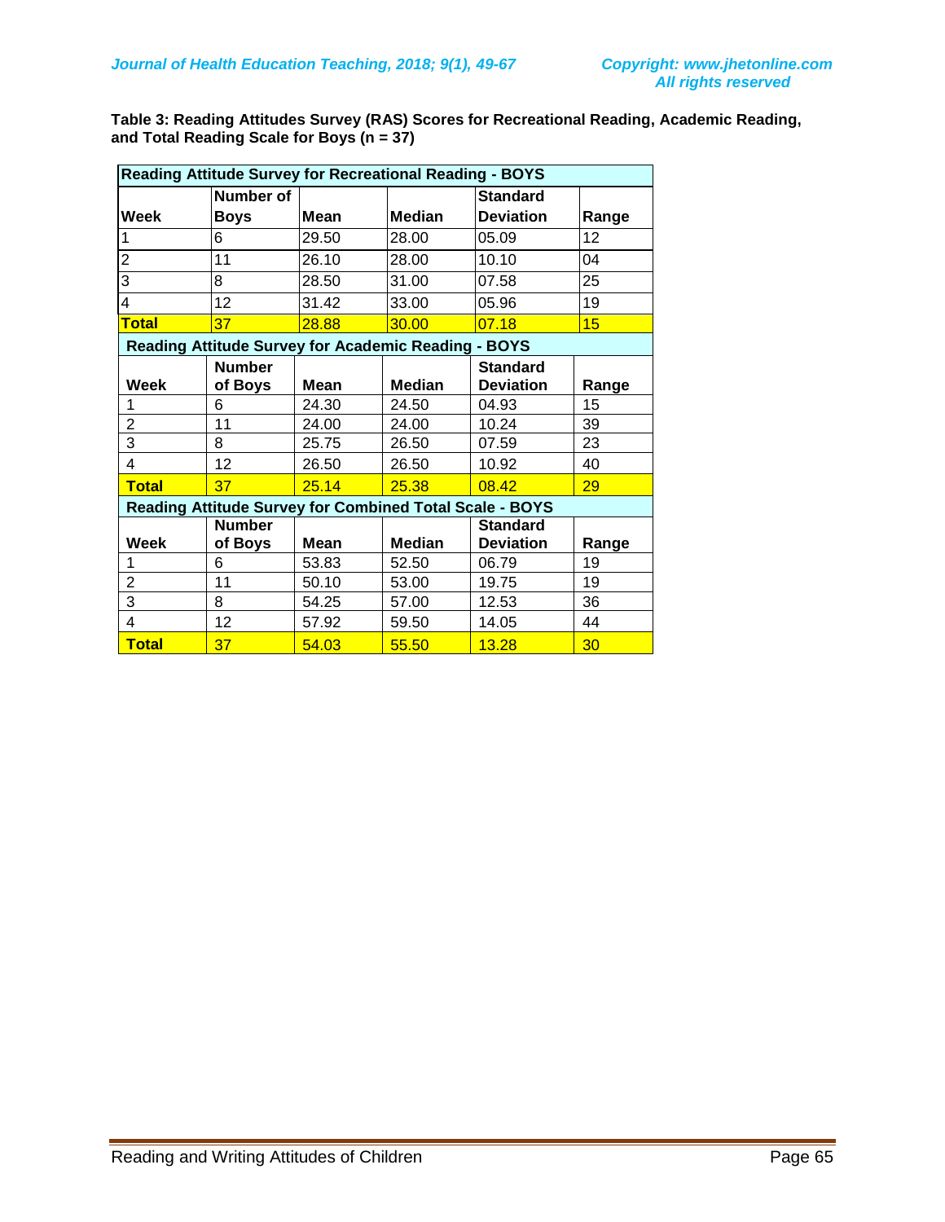**Table 3: Reading Attitudes Survey (RAS) Scores for Recreational Reading, Academic Reading, and Total Reading Scale for Boys (n = 37)**

| Reading Attitude Survey for Recreational Reading - BOYS | | | | | |
|---|---|---|---|---|---|
| **Week** | **Number of Boys** | **Mean** | **Median** | **Standard Deviation** | **Range** |
| 1 | 6 | 29.50 | 28.00 | 05.09 | 12 |
| 2 | 11 | 26.10 | 28.00 | 10.10 | 04 |
| 3 | 8 | 28.50 | 31.00 | 07.58 | 25 |
| 4 | 12 | 31.42 | 33.00 | 05.96 | 19 |
| **Total** | 37 | 28.88 | 30.00 | 07.18 | 15 |
| **Reading Attitude Survey for Academic Reading - BOYS** | | | | | |
| **Week** | **Number of Boys** | **Mean** | **Median** | **Standard Deviation** | **Range** |
| 1 | 6 | 24.30 | 24.50 | 04.93 | 15 |
| 2 | 11 | 24.00 | 24.00 | 10.24 | 39 |
| 3 | 8 | 25.75 | 26.50 | 07.59 | 23 |
| 4 | 12 | 26.50 | 26.50 | 10.92 | 40 |
| **Total** | 37 | 25.14 | 25.38 | 08.42 | 29 |
| **Reading Attitude Survey for Combined Total Scale - BOYS** | | | | | |
| **Week** | **Number of Boys** | **Mean** | **Median** | **Standard Deviation** | **Range** |
| 1 | 6 | 53.83 | 52.50 | 06.79 | 19 |
| 2 | 11 | 50.10 | 53.00 | 19.75 | 19 |
| 3 | 8 | 54.25 | 57.00 | 12.53 | 36 |
| 4 | 12 | 57.92 | 59.50 | 14.05 | 44 |
| **Total** | 37 | 54.03 | 55.50 | 13.28 | 30 |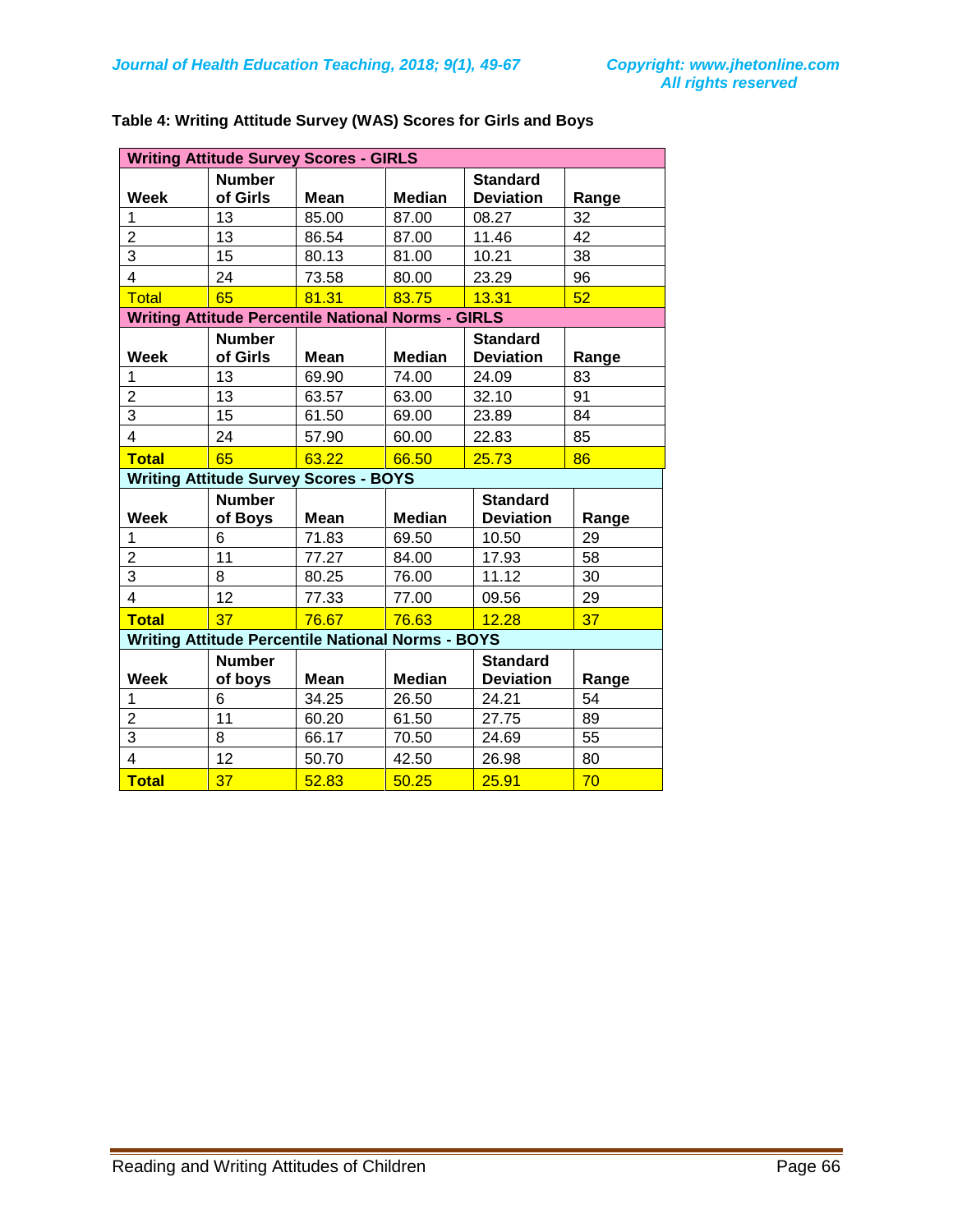**Table 4: Writing Attitude Survey (WAS) Scores for Girls and Boys**

| Writing Attitude Survey Scores - GIRLS | | | | | |
|---|---|---|---|---|---|
| Week | Number of Girls | Mean | Median | Standard Deviation | Range |
| 1 | 13 | 85.00 | 87.00 | 08.27 | 32 |
| 2 | 13 | 86.54 | 87.00 | 11.46 | 42 |
| 3 | 15 | 80.13 | 81.00 | 10.21 | 38 |
| 4 | 24 | 73.58 | 80.00 | 23.29 | 96 |
| Total | 65 | 81.31 | 83.75 | 13.31 | 52 |
| **Writing Attitude Percentile National Norms - GIRLS** | | | | | |
| Week | Number of Girls | Mean | Median | Standard Deviation | Range |
| 1 | 13 | 69.90 | 74.00 | 24.09 | 83 |
| 2 | 13 | 63.57 | 63.00 | 32.10 | 91 |
| 3 | 15 | 61.50 | 69.00 | 23.89 | 84 |
| 4 | 24 | 57.90 | 60.00 | 22.83 | 85 |
| **Total** | 65 | 63.22 | 66.50 | 25.73 | 86 |
| **Writing Attitude Survey Scores - BOYS** | | | | | |
| Week | Number of Boys | Mean | Median | Standard Deviation | Range |
| 1 | 6 | 71.83 | 69.50 | 10.50 | 29 |
| 2 | 11 | 77.27 | 84.00 | 17.93 | 58 |
| 3 | 8 | 80.25 | 76.00 | 11.12 | 30 |
| 4 | 12 | 77.33 | 77.00 | 09.56 | 29 |
| **Total** | 37 | 76.67 | 76.63 | 12.28 | 37 |
| **Writing Attitude Percentile National Norms - BOYS** | | | | | |
| Week | Number of boys | Mean | Median | Standard Deviation | Range |
| 1 | 6 | 34.25 | 26.50 | 24.21 | 54 |
| 2 | 11 | 60.20 | 61.50 | 27.75 | 89 |
| 3 | 8 | 66.17 | 70.50 | 24.69 | 55 |
| 4 | 12 | 50.70 | 42.50 | 26.98 | 80 |
| **Total** | 37 | 52.83 | 50.25 | 25.91 | 70 |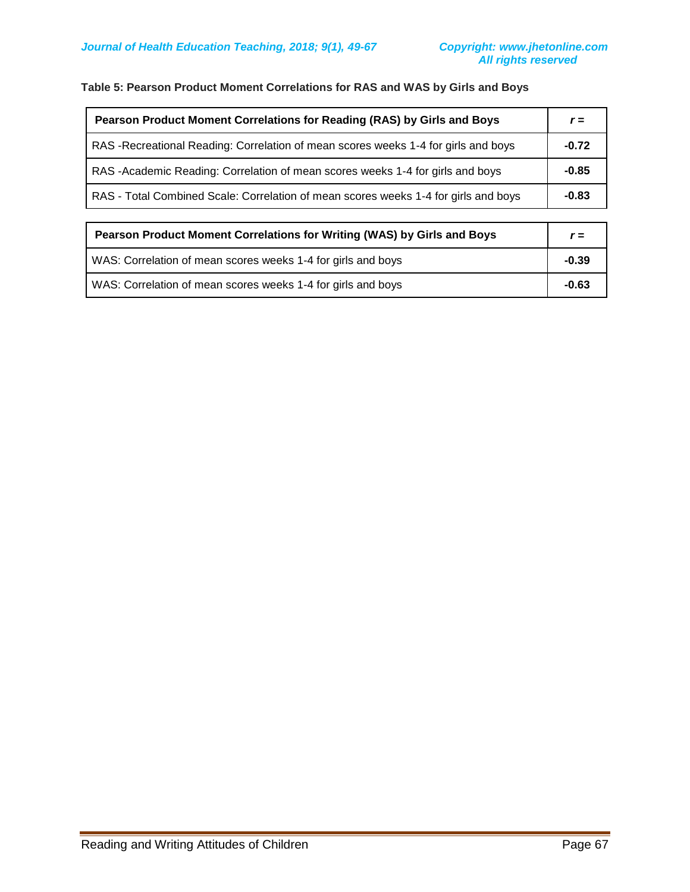**Table 5: Pearson Product Moment Correlations for RAS and WAS by Girls and Boys**

| **Pearson Product Moment Correlations for Reading (RAS) by Girls and Boys** | ***r =*** |
|---|---|
| RAS -Recreational Reading: Correlation of mean scores weeks 1-4 for girls and boys | **-0.72** |
| RAS -Academic Reading: Correlation of mean scores weeks 1-4 for girls and boys | **-0.85** |
| RAS - Total Combined Scale: Correlation of mean scores weeks 1-4 for girls and boys | **-0.83** |

| **Pearson Product Moment Correlations for Writing (WAS) by Girls and Boys** | ***r =*** |
|---|---|
| WAS: Correlation of mean scores weeks 1-4 for girls and boys | **-0.39** |
| WAS: Correlation of mean scores weeks 1-4 for girls and boys | **-0.63** |